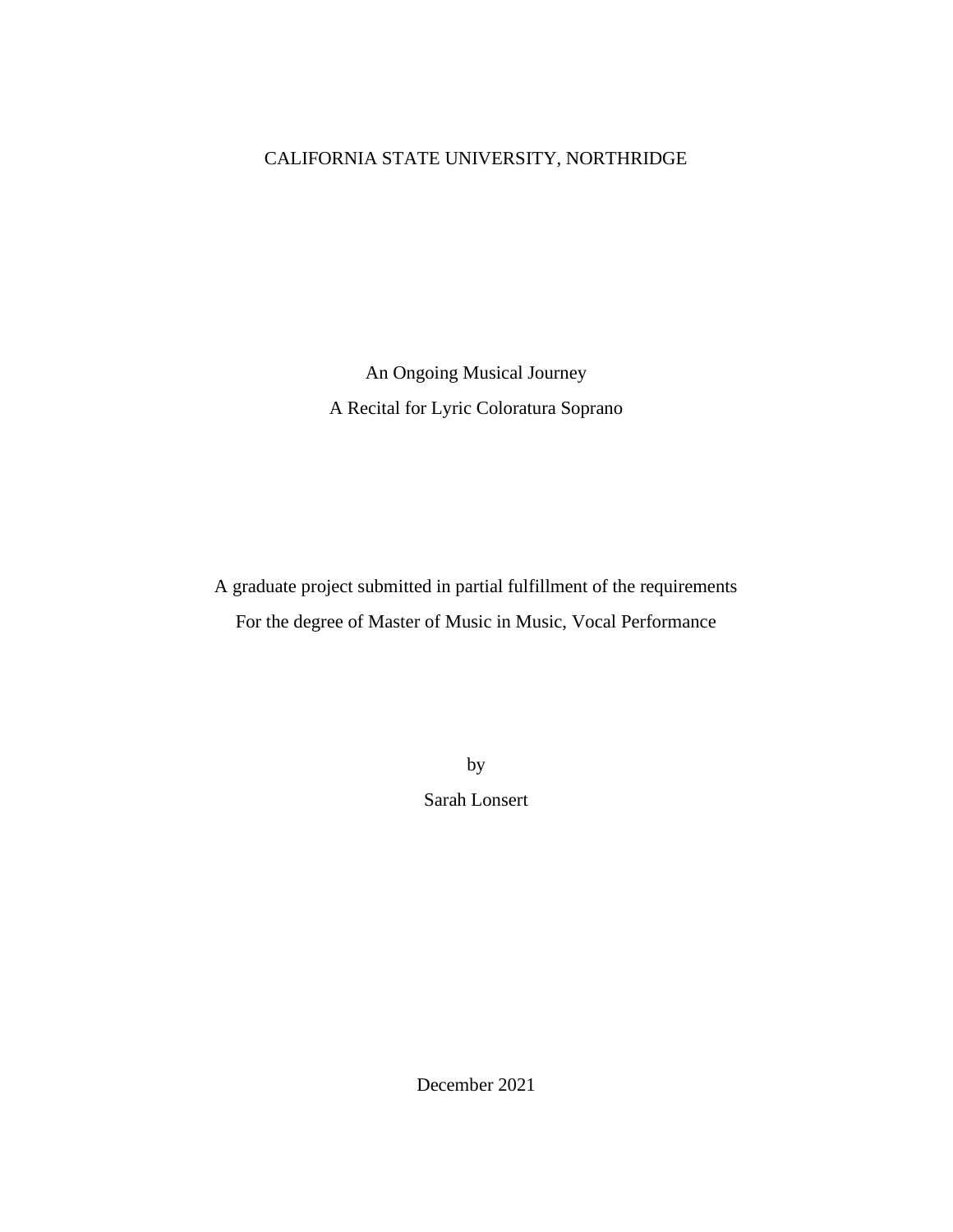CALIFORNIA STATE UNIVERSITY, NORTHRIDGE

# An Ongoing Musical Journey

## A Recital for Lyric Coloratura Soprano

A graduate project submitted in partial fulfillment of the requirements
For the degree of Master of Music in Music, Vocal Performance

by

Sarah Lonsert

December 2021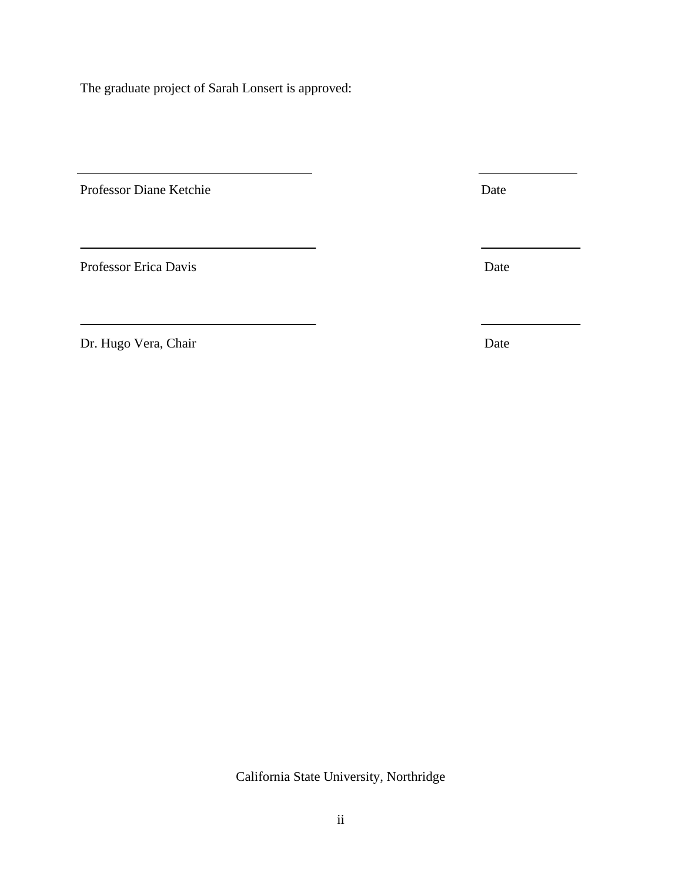The graduate project of Sarah Lonsert is approved:

\_\_\_\_\_\_\_\_\_\_\_\_\_\_\_\_\_\_\_\_\_\_\_\_\_\_\_\_\_\_\_\_\_\_\_\_\_\_ \_\_\_\_\_\_\_\_\_\_\_\_\_\_\_\_

Professor Diane Ketchie Date

\_\_\_\_\_\_\_\_\_\_\_\_\_\_\_\_\_\_\_\_\_\_\_\_\_\_\_\_\_\_\_\_\_\_\_\_\_\_ \_\_\_\_\_\_\_\_\_\_\_\_\_\_\_\_

Professor Erica Davis Date

\_\_\_\_\_\_\_\_\_\_\_\_\_\_\_\_\_\_\_\_\_\_\_\_\_\_\_\_\_\_\_\_\_\_\_\_\_\_ \_\_\_\_\_\_\_\_\_\_\_\_\_\_\_\_

Dr. Hugo Vera, Chair Date

California State University, Northridge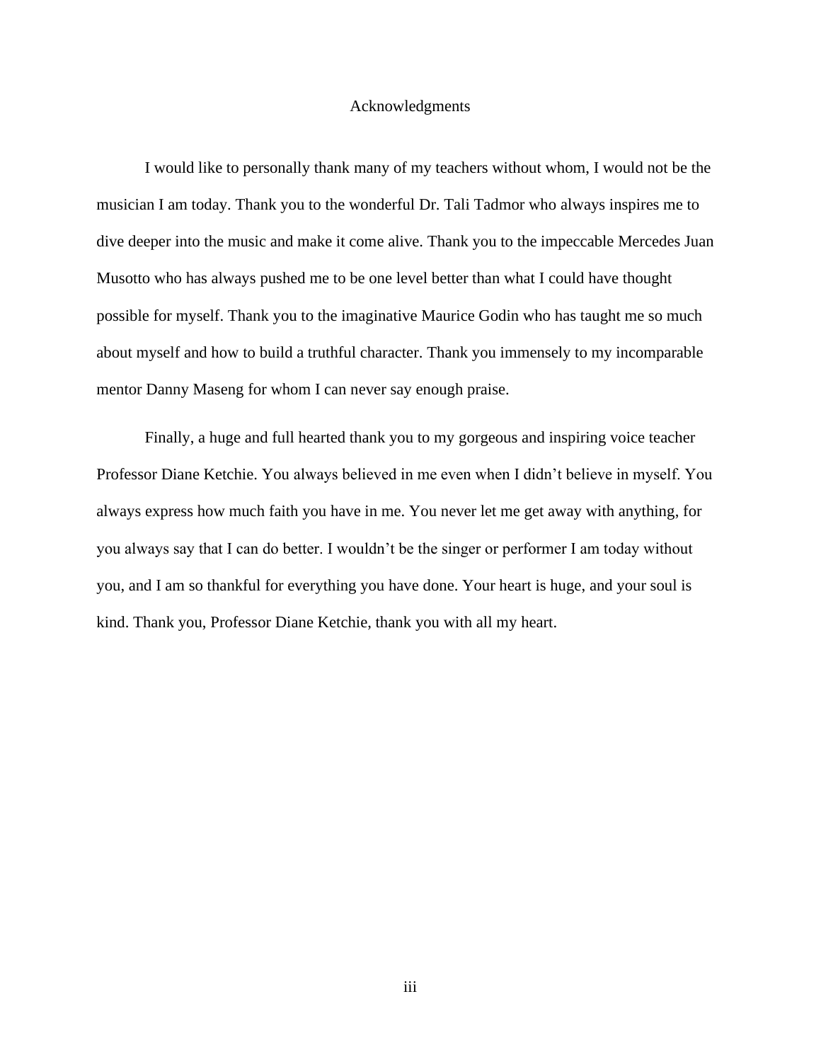# Acknowledgments

I would like to personally thank many of my teachers without whom, I would not be the musician I am today. Thank you to the wonderful Dr. Tali Tadmor who always inspires me to dive deeper into the music and make it come alive. Thank you to the impeccable Mercedes Juan Musotto who has always pushed me to be one level better than what I could have thought possible for myself. Thank you to the imaginative Maurice Godin who has taught me so much about myself and how to build a truthful character. Thank you immensely to my incomparable mentor Danny Maseng for whom I can never say enough praise.

Finally, a huge and full hearted thank you to my gorgeous and inspiring voice teacher Professor Diane Ketchie. You always believed in me even when I didn't believe in myself. You always express how much faith you have in me. You never let me get away with anything, for you always say that I can do better. I wouldn't be the singer or performer I am today without you, and I am so thankful for everything you have done. Your heart is huge, and your soul is kind. Thank you, Professor Diane Ketchie, thank you with all my heart.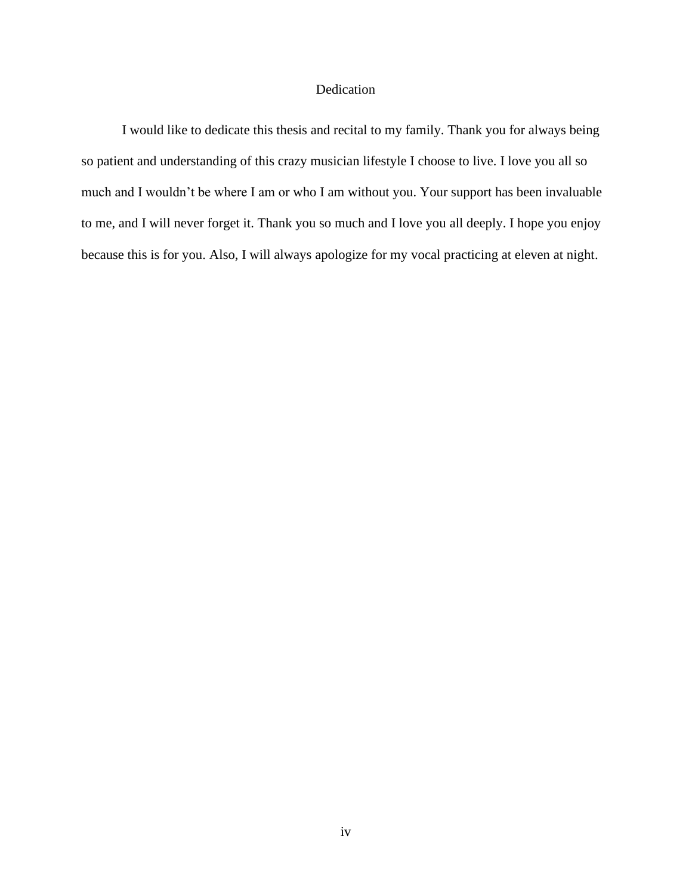# Dedication

I would like to dedicate this thesis and recital to my family. Thank you for always being so patient and understanding of this crazy musician lifestyle I choose to live. I love you all so much and I wouldn't be where I am or who I am without you. Your support has been invaluable to me, and I will never forget it. Thank you so much and I love you all deeply. I hope you enjoy because this is for you. Also, I will always apologize for my vocal practicing at eleven at night.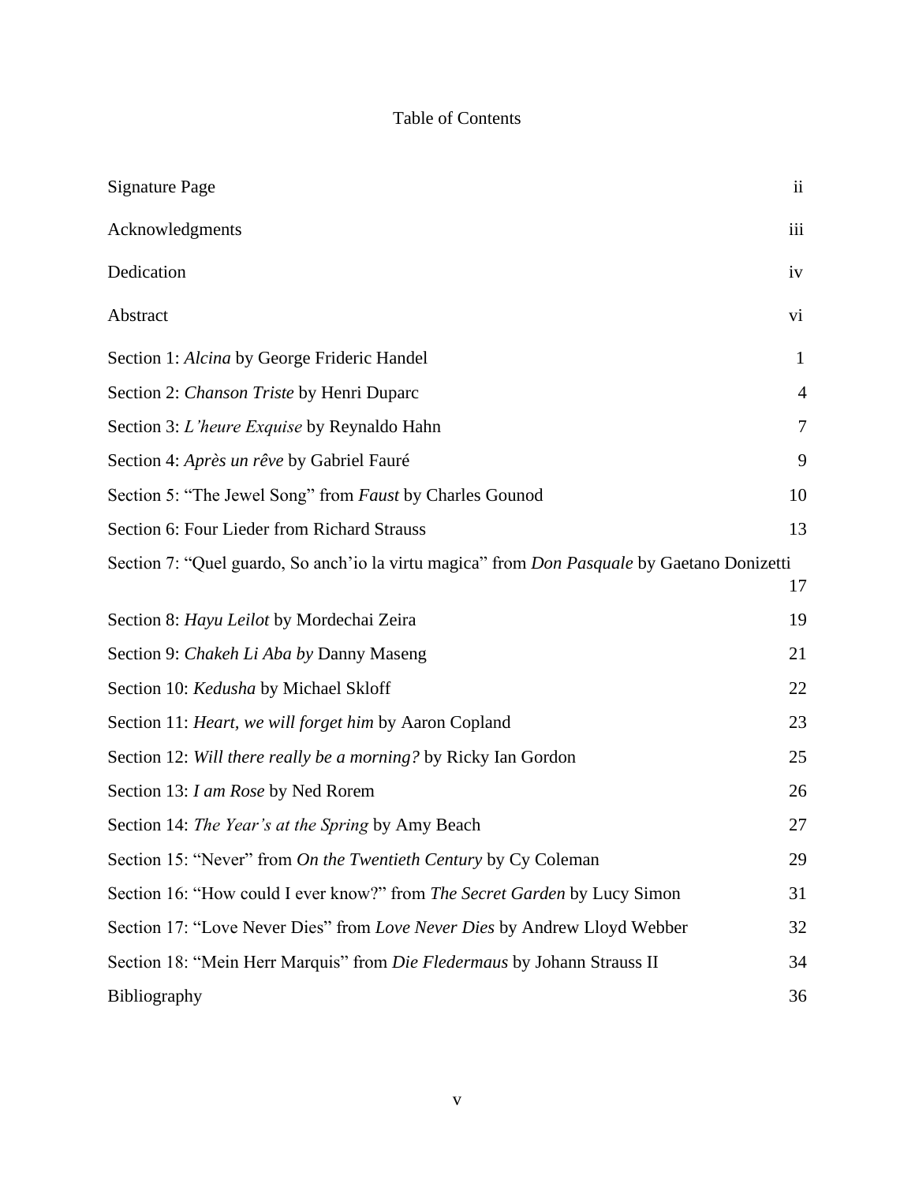# Table of Contents

| | |
|---|---|
| Signature Page | ii |
| Acknowledgments | iii |
| Dedication | iv |
| Abstract | vi |
| Section 1: *Alcina* by George Frideric Handel | 1 |
| Section 2: *Chanson Triste* by Henri Duparc | 4 |
| Section 3: *L'heure Exquise* by Reynaldo Hahn | 7 |
| Section 4: *Après un rêve* by Gabriel Fauré | 9 |
| Section 5: "The Jewel Song" from *Faust* by Charles Gounod | 10 |
| Section 6: Four Lieder from Richard Strauss | 13 |
| Section 7: "Quel guardo, So anch'io la virtu magica" from *Don Pasquale* by Gaetano Donizetti | 17 |
| Section 8: *Hayu Leilot* by Mordechai Zeira | 19 |
| Section 9: *Chakeh Li Aba by* Danny Maseng | 21 |
| Section 10: *Kedusha* by Michael Skloff | 22 |
| Section 11: *Heart, we will forget him* by Aaron Copland | 23 |
| Section 12: *Will there really be a morning?* by Ricky Ian Gordon | 25 |
| Section 13: *I am Rose* by Ned Rorem | 26 |
| Section 14: *The Year's at the Spring* by Amy Beach | 27 |
| Section 15: "Never" from *On the Twentieth Century* by Cy Coleman | 29 |
| Section 16: "How could I ever know?" from *The Secret Garden* by Lucy Simon | 31 |
| Section 17: "Love Never Dies" from *Love Never Dies* by Andrew Lloyd Webber | 32 |
| Section 18: "Mein Herr Marquis" from *Die Fledermaus* by Johann Strauss II | 34 |
| Bibliography | 36 |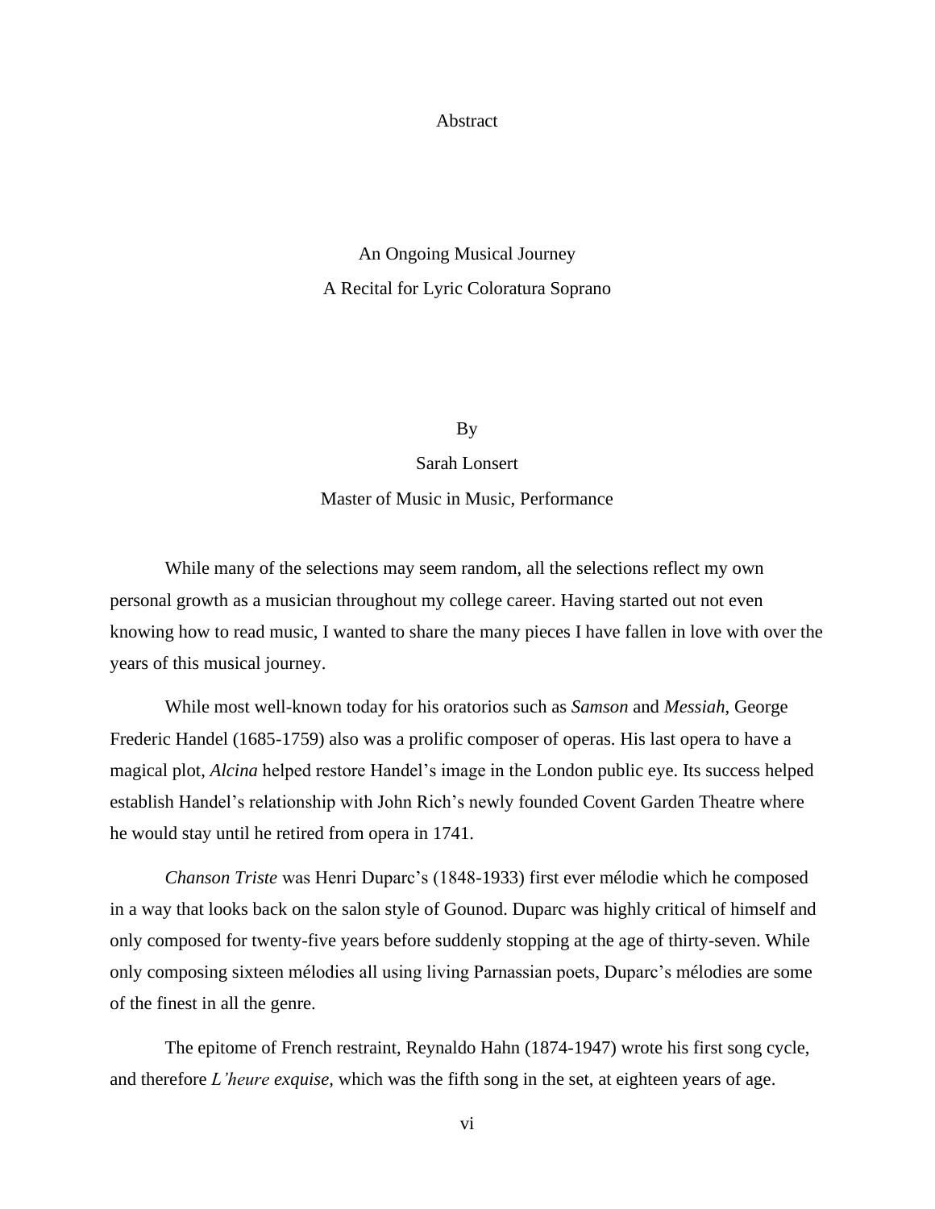# Abstract

## An Ongoing Musical Journey

## A Recital for Lyric Coloratura Soprano

By

Sarah Lonsert

Master of Music in Music, Performance

While many of the selections may seem random, all the selections reflect my own personal growth as a musician throughout my college career. Having started out not even knowing how to read music, I wanted to share the many pieces I have fallen in love with over the years of this musical journey.

While most well-known today for his oratorios such as *Samson* and *Messiah*, George Frederic Handel (1685-1759) also was a prolific composer of operas. His last opera to have a magical plot, *Alcina* helped restore Handel's image in the London public eye. Its success helped establish Handel's relationship with John Rich's newly founded Covent Garden Theatre where he would stay until he retired from opera in 1741.

*Chanson Triste* was Henri Duparc's (1848-1933) first ever mélodie which he composed in a way that looks back on the salon style of Gounod. Duparc was highly critical of himself and only composed for twenty-five years before suddenly stopping at the age of thirty-seven. While only composing sixteen mélodies all using living Parnassian poets, Duparc's mélodies are some of the finest in all the genre.

The epitome of French restraint, Reynaldo Hahn (1874-1947) wrote his first song cycle, and therefore *L'heure exquise,* which was the fifth song in the set, at eighteen years of age.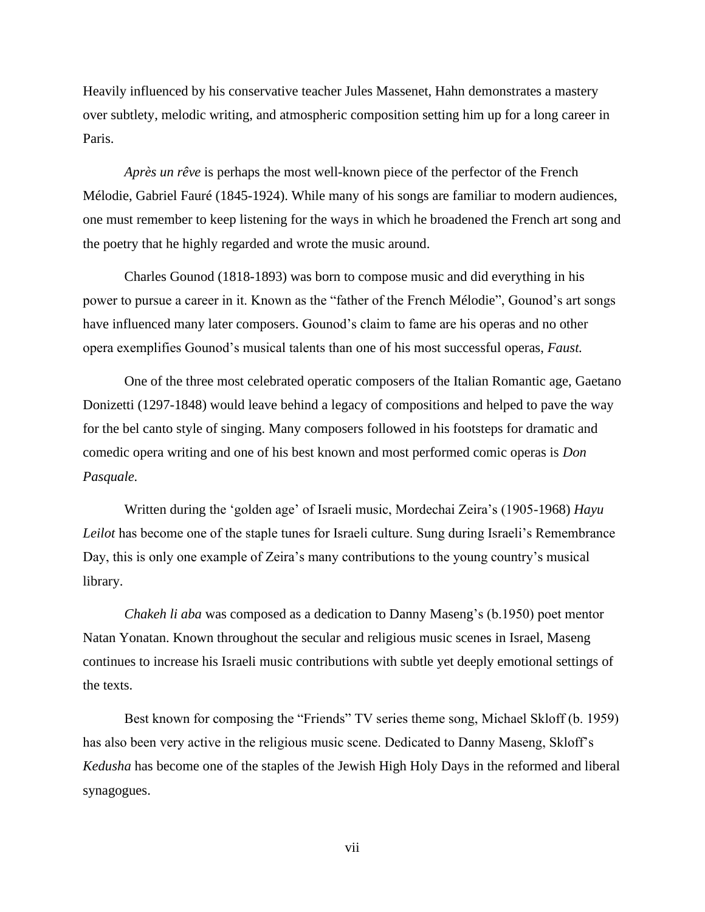Heavily influenced by his conservative teacher Jules Massenet, Hahn demonstrates a mastery over subtlety, melodic writing, and atmospheric composition setting him up for a long career in Paris.

*Après un rêve* is perhaps the most well-known piece of the perfector of the French Mélodie, Gabriel Fauré (1845-1924). While many of his songs are familiar to modern audiences, one must remember to keep listening for the ways in which he broadened the French art song and the poetry that he highly regarded and wrote the music around.

Charles Gounod (1818-1893) was born to compose music and did everything in his power to pursue a career in it. Known as the "father of the French Mélodie", Gounod's art songs have influenced many later composers. Gounod's claim to fame are his operas and no other opera exemplifies Gounod's musical talents than one of his most successful operas, *Faust.*

One of the three most celebrated operatic composers of the Italian Romantic age, Gaetano Donizetti (1297-1848) would leave behind a legacy of compositions and helped to pave the way for the bel canto style of singing. Many composers followed in his footsteps for dramatic and comedic opera writing and one of his best known and most performed comic operas is *Don Pasquale.*

Written during the 'golden age' of Israeli music, Mordechai Zeira's (1905-1968) *Hayu Leilot* has become one of the staple tunes for Israeli culture. Sung during Israeli's Remembrance Day, this is only one example of Zeira's many contributions to the young country's musical library.

*Chakeh li aba* was composed as a dedication to Danny Maseng's (b.1950) poet mentor Natan Yonatan. Known throughout the secular and religious music scenes in Israel, Maseng continues to increase his Israeli music contributions with subtle yet deeply emotional settings of the texts.

Best known for composing the "Friends" TV series theme song, Michael Skloff (b. 1959) has also been very active in the religious music scene. Dedicated to Danny Maseng, Skloff's *Kedusha* has become one of the staples of the Jewish High Holy Days in the reformed and liberal synagogues.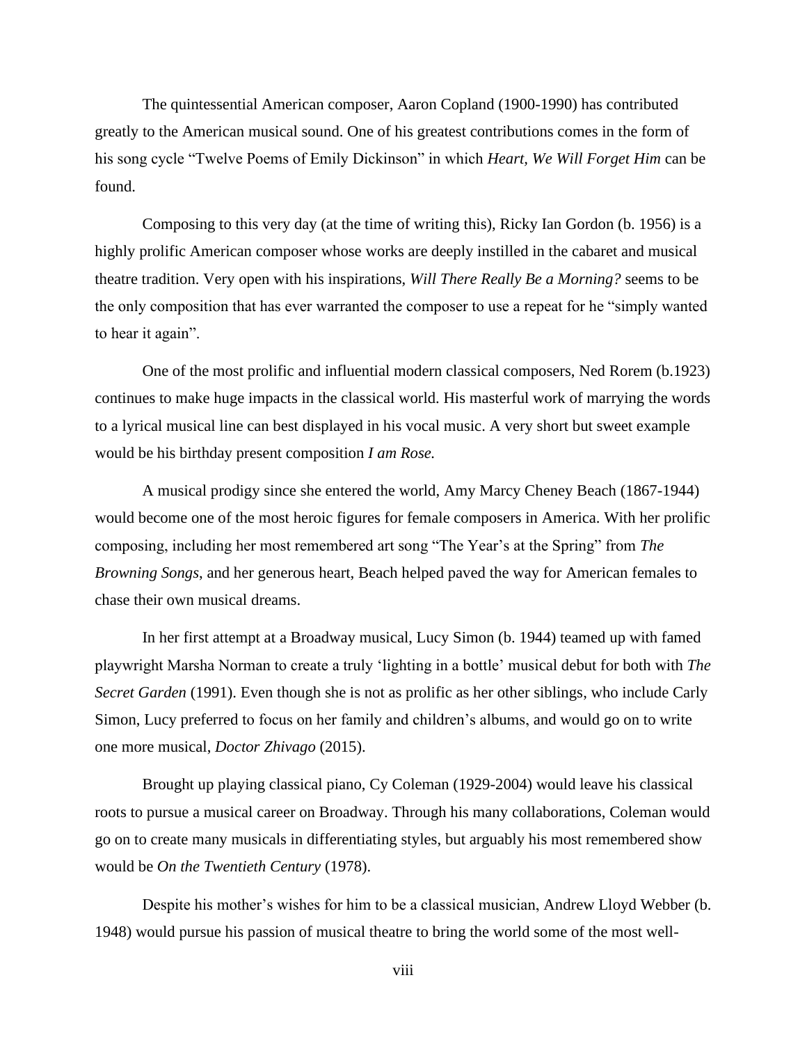The quintessential American composer, Aaron Copland (1900-1990) has contributed greatly to the American musical sound. One of his greatest contributions comes in the form of his song cycle "Twelve Poems of Emily Dickinson" in which *Heart, We Will Forget Him* can be found.

Composing to this very day (at the time of writing this), Ricky Ian Gordon (b. 1956) is a highly prolific American composer whose works are deeply instilled in the cabaret and musical theatre tradition. Very open with his inspirations, *Will There Really Be a Morning?* seems to be the only composition that has ever warranted the composer to use a repeat for he "simply wanted to hear it again".

One of the most prolific and influential modern classical composers, Ned Rorem (b.1923) continues to make huge impacts in the classical world. His masterful work of marrying the words to a lyrical musical line can best displayed in his vocal music. A very short but sweet example would be his birthday present composition *I am Rose.*

A musical prodigy since she entered the world, Amy Marcy Cheney Beach (1867-1944) would become one of the most heroic figures for female composers in America. With her prolific composing, including her most remembered art song "The Year's at the Spring" from *The Browning Songs*, and her generous heart, Beach helped paved the way for American females to chase their own musical dreams.

In her first attempt at a Broadway musical, Lucy Simon (b. 1944) teamed up with famed playwright Marsha Norman to create a truly 'lighting in a bottle' musical debut for both with *The Secret Garden* (1991). Even though she is not as prolific as her other siblings, who include Carly Simon, Lucy preferred to focus on her family and children's albums, and would go on to write one more musical, *Doctor Zhivago* (2015).

Brought up playing classical piano, Cy Coleman (1929-2004) would leave his classical roots to pursue a musical career on Broadway. Through his many collaborations, Coleman would go on to create many musicals in differentiating styles, but arguably his most remembered show would be *On the Twentieth Century* (1978).

Despite his mother's wishes for him to be a classical musician, Andrew Lloyd Webber (b. 1948) would pursue his passion of musical theatre to bring the world some of the most well-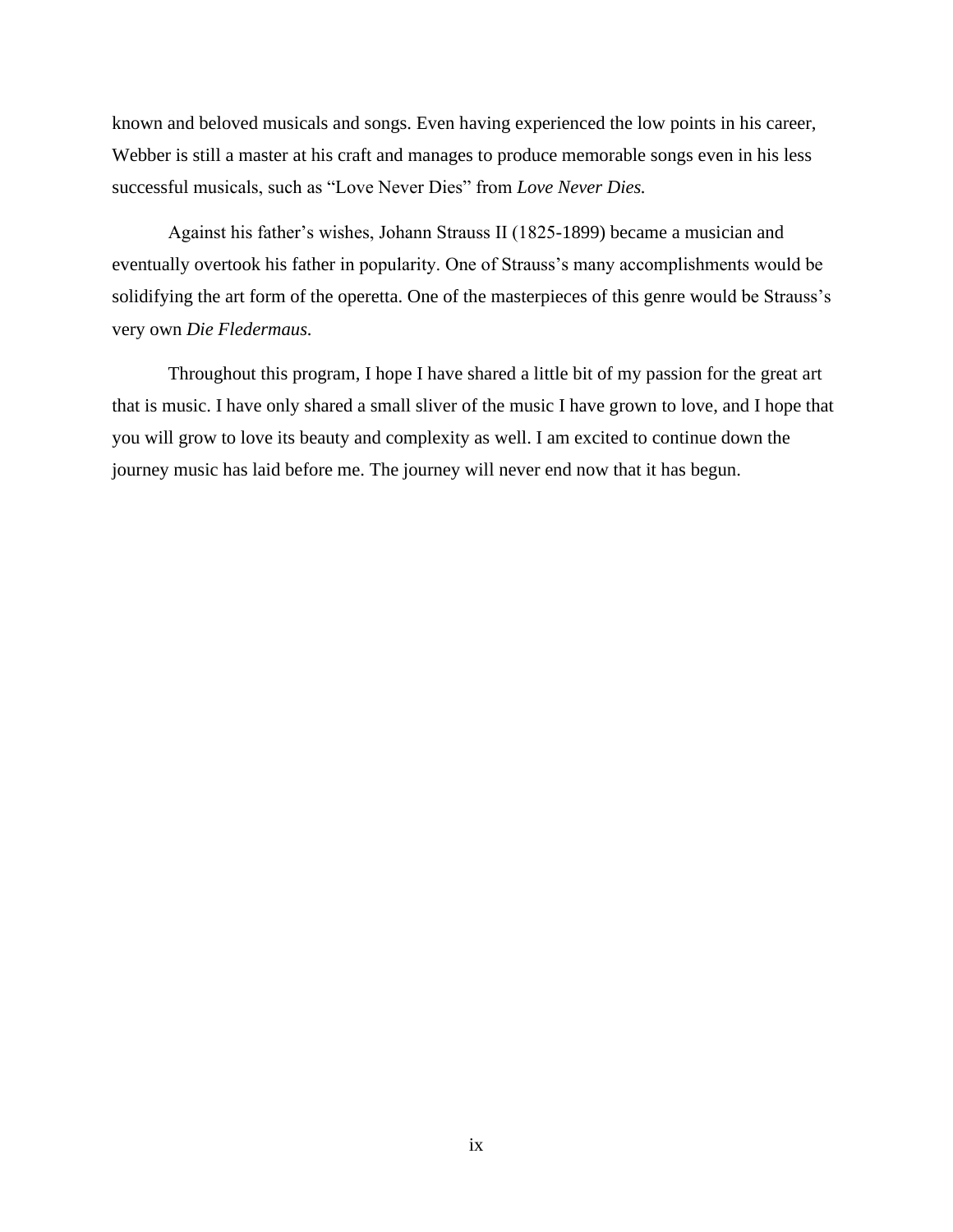known and beloved musicals and songs. Even having experienced the low points in his career, Webber is still a master at his craft and manages to produce memorable songs even in his less successful musicals, such as "Love Never Dies" from *Love Never Dies.*

Against his father's wishes, Johann Strauss II (1825-1899) became a musician and eventually overtook his father in popularity. One of Strauss's many accomplishments would be solidifying the art form of the operetta. One of the masterpieces of this genre would be Strauss's very own *Die Fledermaus.*

Throughout this program, I hope I have shared a little bit of my passion for the great art that is music. I have only shared a small sliver of the music I have grown to love, and I hope that you will grow to love its beauty and complexity as well. I am excited to continue down the journey music has laid before me. The journey will never end now that it has begun.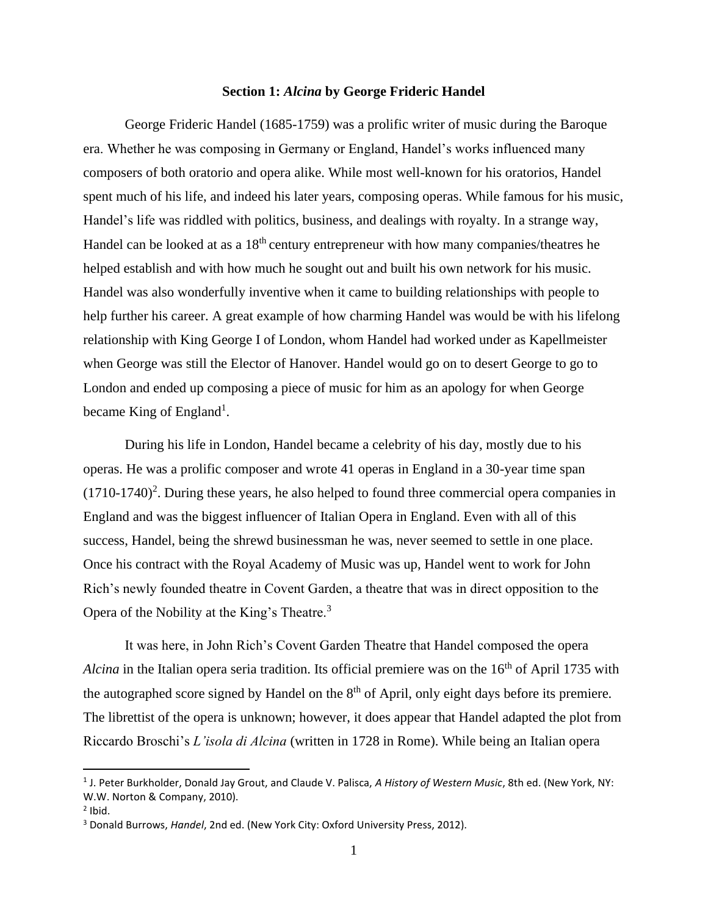## Section 1: *Alcina* by George Frideric Handel

George Frideric Handel (1685-1759) was a prolific writer of music during the Baroque era. Whether he was composing in Germany or England, Handel's works influenced many composers of both oratorio and opera alike. While most well-known for his oratorios, Handel spent much of his life, and indeed his later years, composing operas. While famous for his music, Handel's life was riddled with politics, business, and dealings with royalty. In a strange way, Handel can be looked at as a 18th century entrepreneur with how many companies/theatres he helped establish and with how much he sought out and built his own network for his music. Handel was also wonderfully inventive when it came to building relationships with people to help further his career. A great example of how charming Handel was would be with his lifelong relationship with King George I of London, whom Handel had worked under as Kapellmeister when George was still the Elector of Hanover. Handel would go on to desert George to go to London and ended up composing a piece of music for him as an apology for when George became King of England[1].

During his life in London, Handel became a celebrity of his day, mostly due to his operas. He was a prolific composer and wrote 41 operas in England in a 30-year time span (1710-1740)[2]. During these years, he also helped to found three commercial opera companies in England and was the biggest influencer of Italian Opera in England. Even with all of this success, Handel, being the shrewd businessman he was, never seemed to settle in one place. Once his contract with the Royal Academy of Music was up, Handel went to work for John Rich's newly founded theatre in Covent Garden, a theatre that was in direct opposition to the Opera of the Nobility at the King's Theatre.[3]

It was here, in John Rich's Covent Garden Theatre that Handel composed the opera *Alcina* in the Italian opera seria tradition. Its official premiere was on the 16th of April 1735 with the autographed score signed by Handel on the 8th of April, only eight days before its premiere. The librettist of the opera is unknown; however, it does appear that Handel adapted the plot from Riccardo Broschi's *L'isola di Alcina* (written in 1728 in Rome). While being an Italian opera

---

[1] J. Peter Burkholder, Donald Jay Grout, and Claude V. Palisca, *A History of Western Music*, 8th ed. (New York, NY: W.W. Norton & Company, 2010).

[2] Ibid.

[3] Donald Burrows, *Handel*, 2nd ed. (New York City: Oxford University Press, 2012).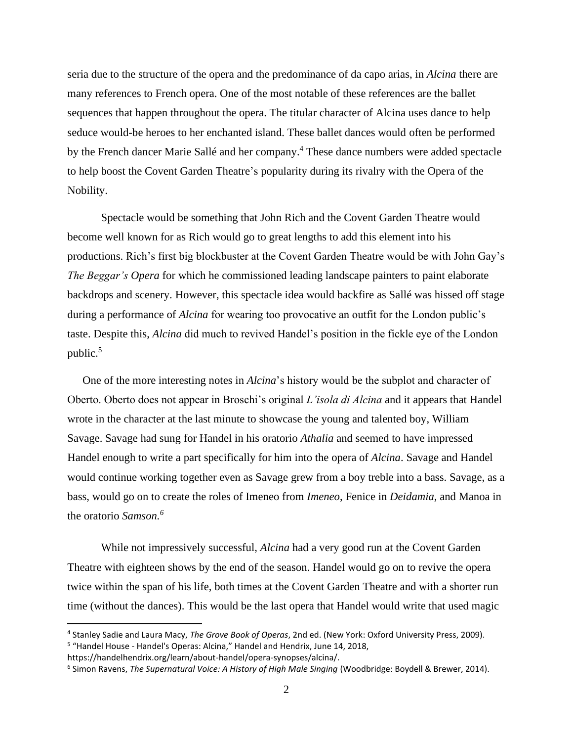seria due to the structure of the opera and the predominance of da capo arias, in *Alcina* there are many references to French opera. One of the most notable of these references are the ballet sequences that happen throughout the opera. The titular character of Alcina uses dance to help seduce would-be heroes to her enchanted island. These ballet dances would often be performed by the French dancer Marie Sallé and her company.[4] These dance numbers were added spectacle to help boost the Covent Garden Theatre's popularity during its rivalry with the Opera of the Nobility.

Spectacle would be something that John Rich and the Covent Garden Theatre would become well known for as Rich would go to great lengths to add this element into his productions. Rich's first big blockbuster at the Covent Garden Theatre would be with John Gay's *The Beggar's Opera* for which he commissioned leading landscape painters to paint elaborate backdrops and scenery. However, this spectacle idea would backfire as Sallé was hissed off stage during a performance of *Alcina* for wearing too provocative an outfit for the London public's taste. Despite this, *Alcina* did much to revived Handel's position in the fickle eye of the London public.[5]

One of the more interesting notes in *Alcina*'s history would be the subplot and character of Oberto. Oberto does not appear in Broschi's original *L'isola di Alcina* and it appears that Handel wrote in the character at the last minute to showcase the young and talented boy, William Savage. Savage had sung for Handel in his oratorio *Athalia* and seemed to have impressed Handel enough to write a part specifically for him into the opera of *Alcina*. Savage and Handel would continue working together even as Savage grew from a boy treble into a bass. Savage, as a bass, would go on to create the roles of Imeneo from *Imeneo*, Fenice in *Deidamia*, and Manoa in the oratorio *Samson.*[6]

While not impressively successful, *Alcina* had a very good run at the Covent Garden Theatre with eighteen shows by the end of the season. Handel would go on to revive the opera twice within the span of his life, both times at the Covent Garden Theatre and with a shorter run time (without the dances). This would be the last opera that Handel would write that used magic

---

[4] Stanley Sadie and Laura Macy, *The Grove Book of Operas*, 2nd ed. (New York: Oxford University Press, 2009).

[5] "Handel House - Handel's Operas: Alcina," Handel and Hendrix, June 14, 2018, https://handelhendrix.org/learn/about-handel/opera-synopses/alcina/.

[6] Simon Ravens, *The Supernatural Voice: A History of High Male Singing* (Woodbridge: Boydell & Brewer, 2014).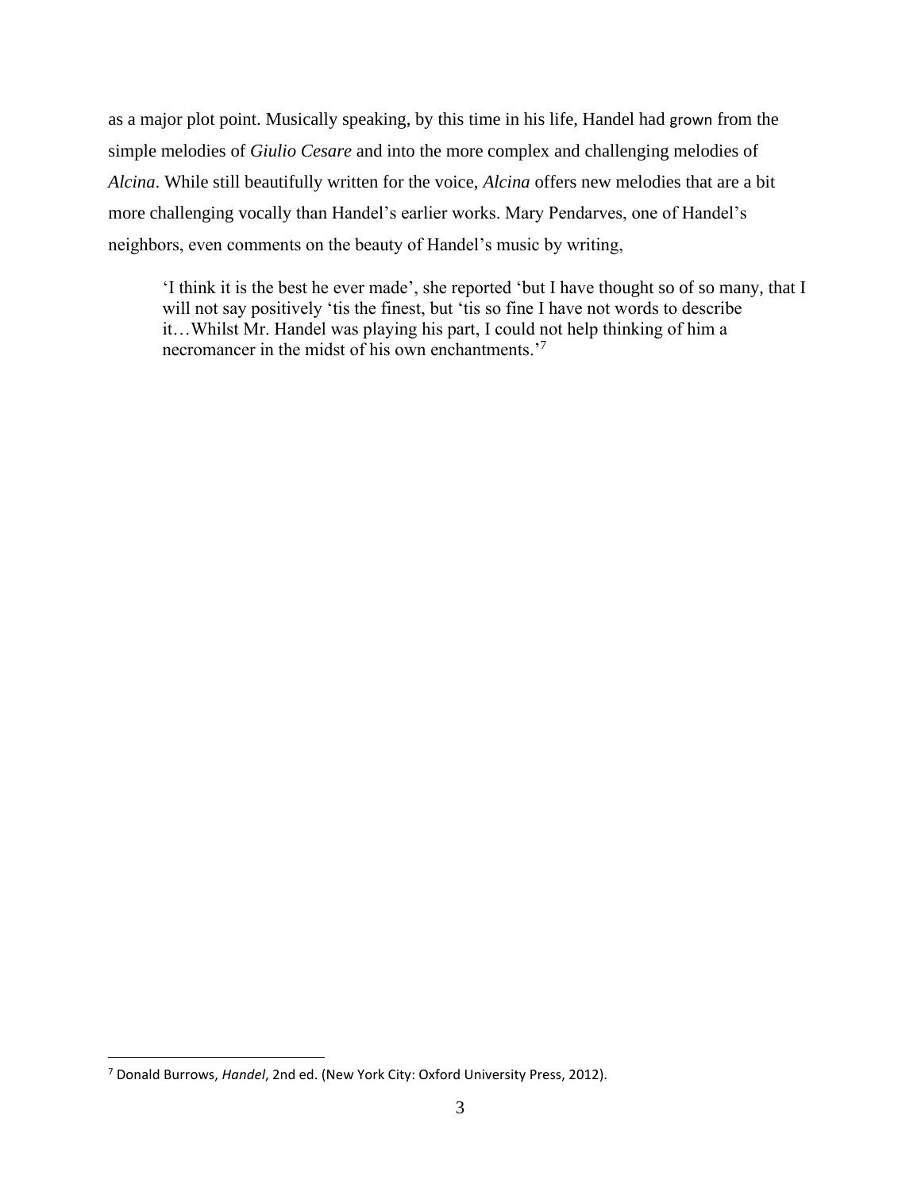as a major plot point. Musically speaking, by this time in his life, Handel had grown from the simple melodies of *Giulio Cesare* and into the more complex and challenging melodies of *Alcina*. While still beautifully written for the voice, *Alcina* offers new melodies that are a bit more challenging vocally than Handel's earlier works. Mary Pendarves, one of Handel's neighbors, even comments on the beauty of Handel's music by writing,

> 'I think it is the best he ever made', she reported 'but I have thought so of so many, that I will not say positively 'tis the finest, but 'tis so fine I have not words to describe it…Whilst Mr. Handel was playing his part, I could not help thinking of him a necromancer in the midst of his own enchantments.'[7]

---

[7] Donald Burrows, *Handel*, 2nd ed. (New York City: Oxford University Press, 2012).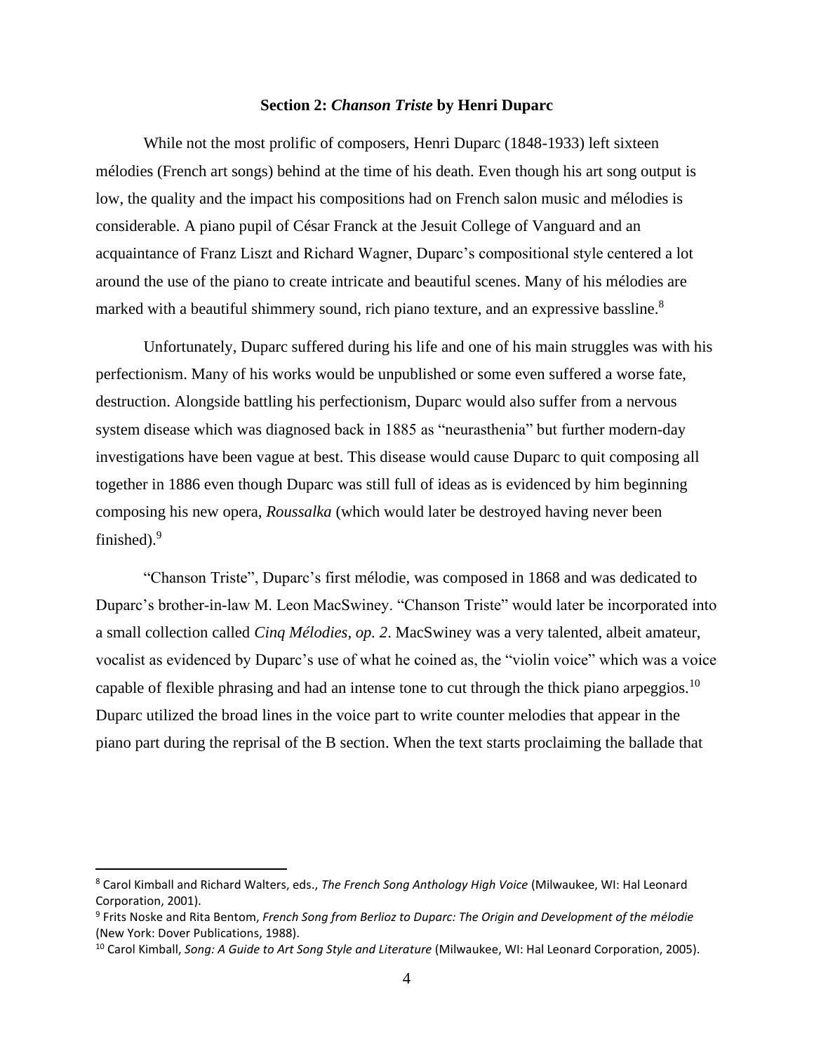## Section 2: *Chanson Triste* by Henri Duparc

While not the most prolific of composers, Henri Duparc (1848-1933) left sixteen mélodies (French art songs) behind at the time of his death. Even though his art song output is low, the quality and the impact his compositions had on French salon music and mélodies is considerable. A piano pupil of César Franck at the Jesuit College of Vanguard and an acquaintance of Franz Liszt and Richard Wagner, Duparc's compositional style centered a lot around the use of the piano to create intricate and beautiful scenes. Many of his mélodies are marked with a beautiful shimmery sound, rich piano texture, and an expressive bassline.[8]

Unfortunately, Duparc suffered during his life and one of his main struggles was with his perfectionism. Many of his works would be unpublished or some even suffered a worse fate, destruction. Alongside battling his perfectionism, Duparc would also suffer from a nervous system disease which was diagnosed back in 1885 as "neurasthenia" but further modern-day investigations have been vague at best. This disease would cause Duparc to quit composing all together in 1886 even though Duparc was still full of ideas as is evidenced by him beginning composing his new opera, *Roussalka* (which would later be destroyed having never been finished).[9]

"Chanson Triste", Duparc's first mélodie, was composed in 1868 and was dedicated to Duparc's brother-in-law M. Leon MacSwiney. "Chanson Triste" would later be incorporated into a small collection called *Cinq Mélodies, op. 2*. MacSwiney was a very talented, albeit amateur, vocalist as evidenced by Duparc's use of what he coined as, the "violin voice" which was a voice capable of flexible phrasing and had an intense tone to cut through the thick piano arpeggios.[10] Duparc utilized the broad lines in the voice part to write counter melodies that appear in the piano part during the reprisal of the B section. When the text starts proclaiming the ballade that

---

[8] Carol Kimball and Richard Walters, eds., *The French Song Anthology High Voice* (Milwaukee, WI: Hal Leonard Corporation, 2001).

[9] Frits Noske and Rita Bentom, *French Song from Berlioz to Duparc: The Origin and Development of the mélodie* (New York: Dover Publications, 1988).

[10] Carol Kimball, *Song: A Guide to Art Song Style and Literature* (Milwaukee, WI: Hal Leonard Corporation, 2005).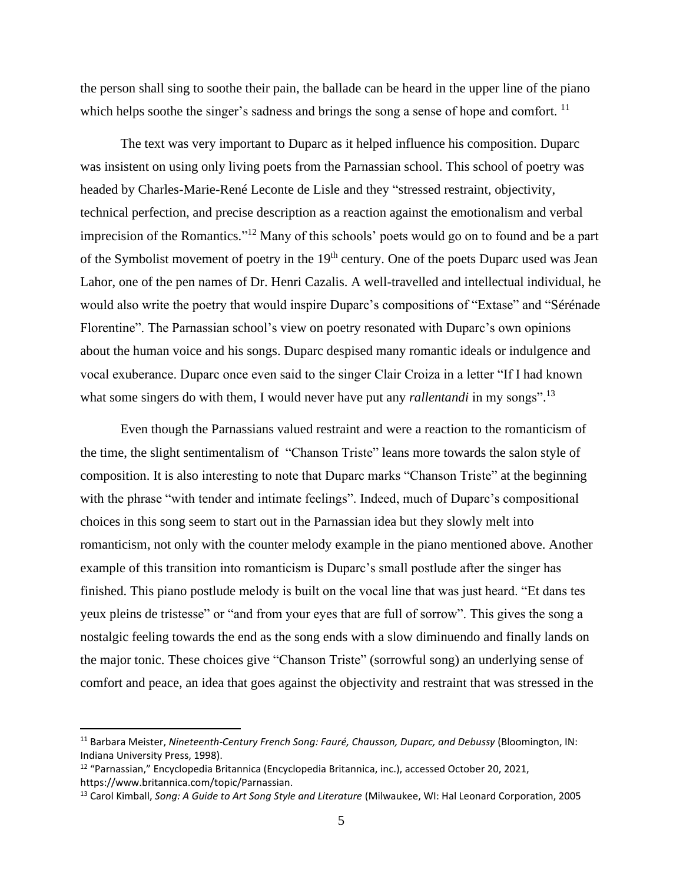the person shall sing to soothe their pain, the ballade can be heard in the upper line of the piano which helps soothe the singer's sadness and brings the song a sense of hope and comfort. [11]

The text was very important to Duparc as it helped influence his composition. Duparc was insistent on using only living poets from the Parnassian school. This school of poetry was headed by Charles-Marie-René Leconte de Lisle and they "stressed restraint, objectivity, technical perfection, and precise description as a reaction against the emotionalism and verbal imprecision of the Romantics."[12] Many of this schools' poets would go on to found and be a part of the Symbolist movement of poetry in the 19th century. One of the poets Duparc used was Jean Lahor, one of the pen names of Dr. Henri Cazalis. A well-travelled and intellectual individual, he would also write the poetry that would inspire Duparc's compositions of "Extase" and "Sérénade Florentine". The Parnassian school's view on poetry resonated with Duparc's own opinions about the human voice and his songs. Duparc despised many romantic ideals or indulgence and vocal exuberance. Duparc once even said to the singer Clair Croiza in a letter "If I had known what some singers do with them, I would never have put any *rallentandi* in my songs".[13]

Even though the Parnassians valued restraint and were a reaction to the romanticism of the time, the slight sentimentalism of "Chanson Triste" leans more towards the salon style of composition. It is also interesting to note that Duparc marks "Chanson Triste" at the beginning with the phrase "with tender and intimate feelings". Indeed, much of Duparc's compositional choices in this song seem to start out in the Parnassian idea but they slowly melt into romanticism, not only with the counter melody example in the piano mentioned above. Another example of this transition into romanticism is Duparc's small postlude after the singer has finished. This piano postlude melody is built on the vocal line that was just heard. "Et dans tes yeux pleins de tristesse" or "and from your eyes that are full of sorrow". This gives the song a nostalgic feeling towards the end as the song ends with a slow diminuendo and finally lands on the major tonic. These choices give "Chanson Triste" (sorrowful song) an underlying sense of comfort and peace, an idea that goes against the objectivity and restraint that was stressed in the

---

[11] Barbara Meister, *Nineteenth-Century French Song: Fauré, Chausson, Duparc, and Debussy* (Bloomington, IN: Indiana University Press, 1998).

[12] "Parnassian," Encyclopedia Britannica (Encyclopedia Britannica, inc.), accessed October 20, 2021, https://www.britannica.com/topic/Parnassian.

[13] Carol Kimball, *Song: A Guide to Art Song Style and Literature* (Milwaukee, WI: Hal Leonard Corporation, 2005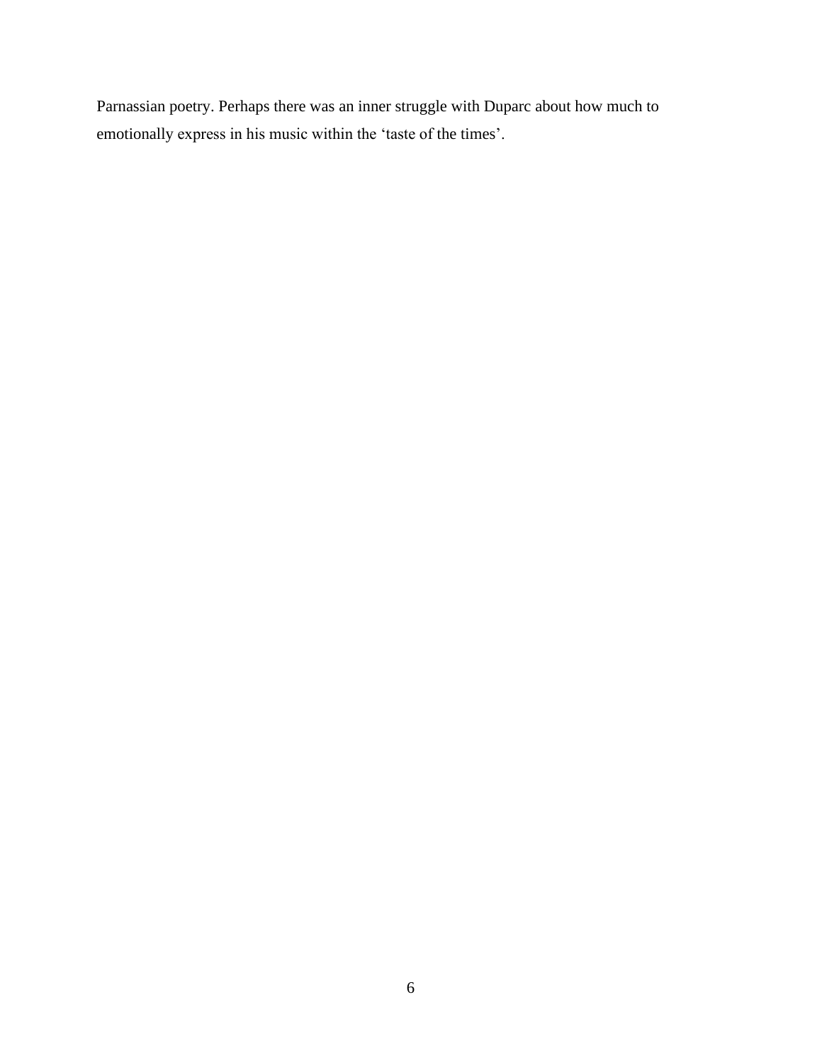Parnassian poetry. Perhaps there was an inner struggle with Duparc about how much to emotionally express in his music within the 'taste of the times'.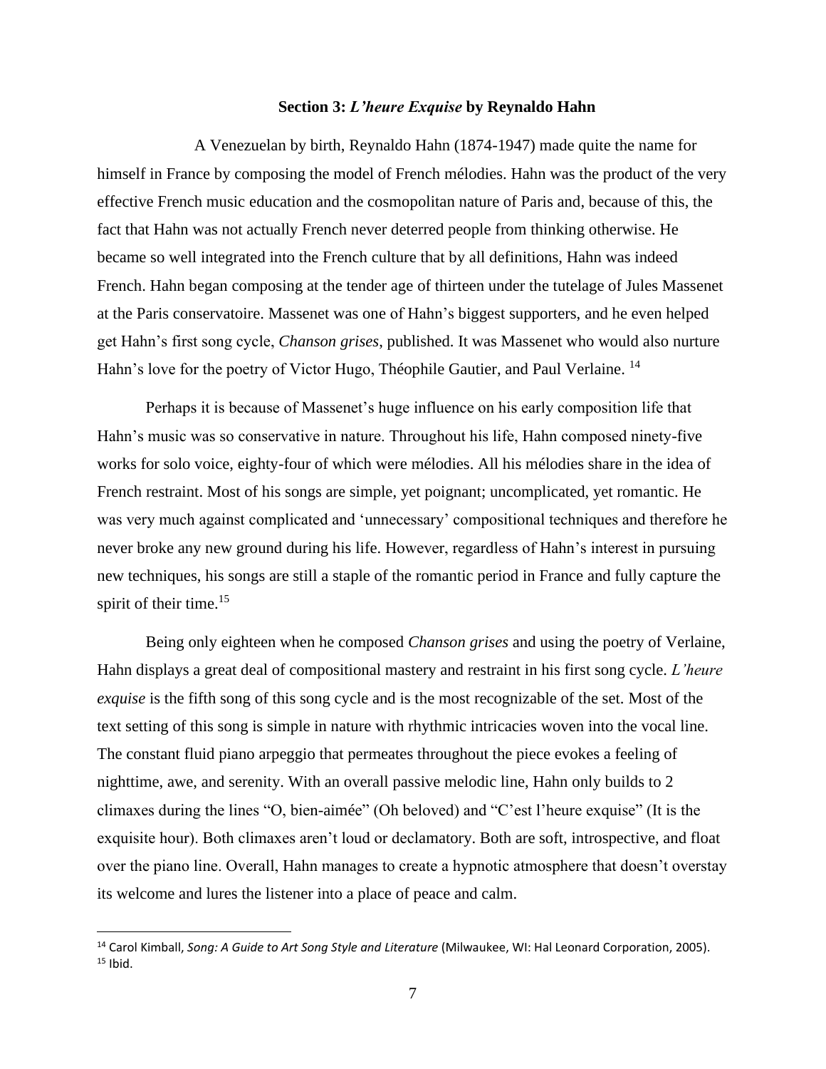### Section 3: *L'heure Exquise* by Reynaldo Hahn

A Venezuelan by birth, Reynaldo Hahn (1874-1947) made quite the name for himself in France by composing the model of French mélodies. Hahn was the product of the very effective French music education and the cosmopolitan nature of Paris and, because of this, the fact that Hahn was not actually French never deterred people from thinking otherwise. He became so well integrated into the French culture that by all definitions, Hahn was indeed French. Hahn began composing at the tender age of thirteen under the tutelage of Jules Massenet at the Paris conservatoire. Massenet was one of Hahn's biggest supporters, and he even helped get Hahn's first song cycle, *Chanson grises*, published. It was Massenet who would also nurture Hahn's love for the poetry of Victor Hugo, Théophile Gautier, and Paul Verlaine. [14]

Perhaps it is because of Massenet's huge influence on his early composition life that Hahn's music was so conservative in nature. Throughout his life, Hahn composed ninety-five works for solo voice, eighty-four of which were mélodies. All his mélodies share in the idea of French restraint. Most of his songs are simple, yet poignant; uncomplicated, yet romantic. He was very much against complicated and 'unnecessary' compositional techniques and therefore he never broke any new ground during his life. However, regardless of Hahn's interest in pursuing new techniques, his songs are still a staple of the romantic period in France and fully capture the spirit of their time.[15]

Being only eighteen when he composed *Chanson grises* and using the poetry of Verlaine, Hahn displays a great deal of compositional mastery and restraint in his first song cycle. *L'heure exquise* is the fifth song of this song cycle and is the most recognizable of the set. Most of the text setting of this song is simple in nature with rhythmic intricacies woven into the vocal line. The constant fluid piano arpeggio that permeates throughout the piece evokes a feeling of nighttime, awe, and serenity. With an overall passive melodic line, Hahn only builds to 2 climaxes during the lines "O, bien-aimée" (Oh beloved) and "C'est l'heure exquise" (It is the exquisite hour). Both climaxes aren't loud or declamatory. Both are soft, introspective, and float over the piano line. Overall, Hahn manages to create a hypnotic atmosphere that doesn't overstay its welcome and lures the listener into a place of peace and calm.

---

[14] Carol Kimball, *Song: A Guide to Art Song Style and Literature* (Milwaukee, WI: Hal Leonard Corporation, 2005).
[15] Ibid.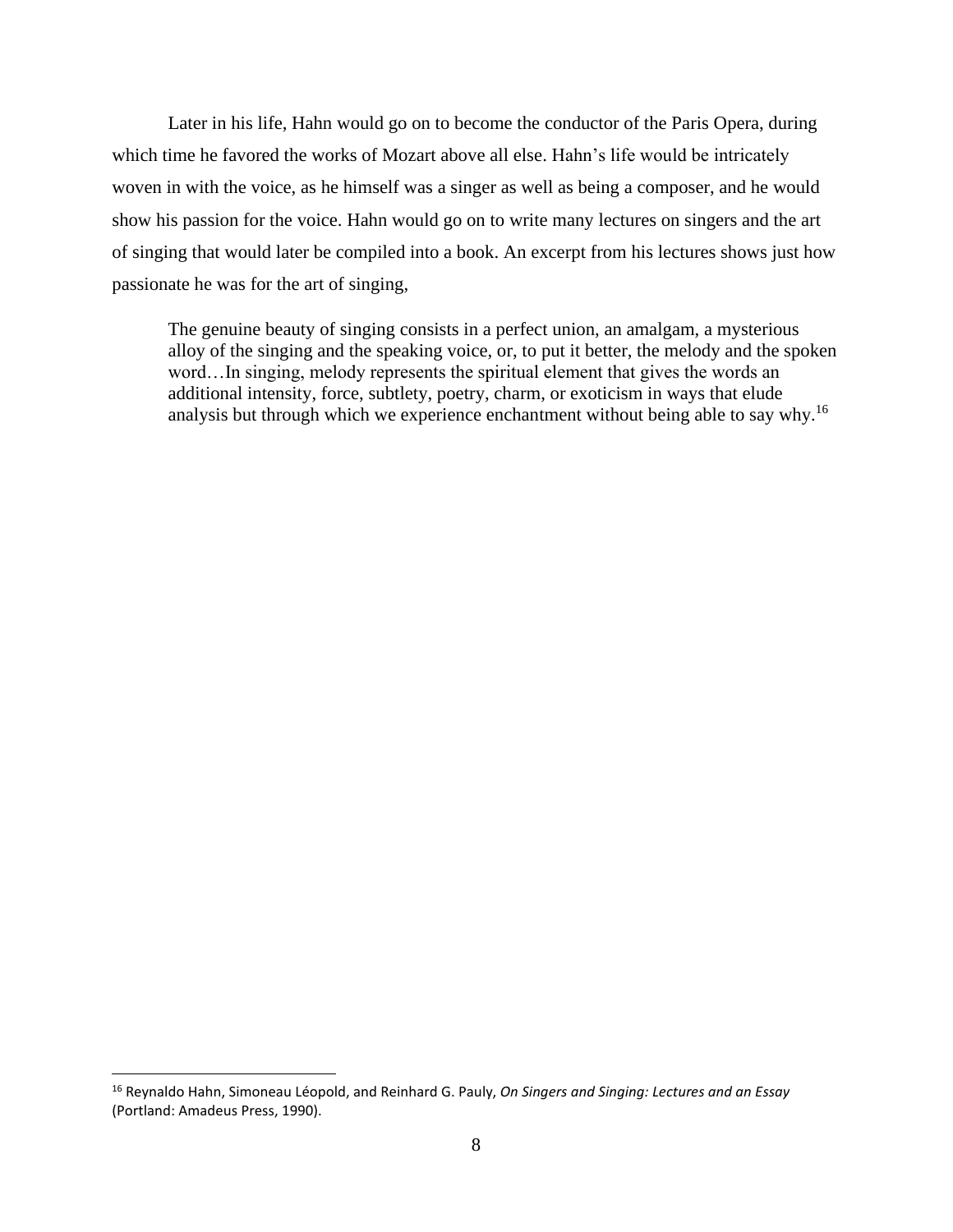Later in his life, Hahn would go on to become the conductor of the Paris Opera, during which time he favored the works of Mozart above all else. Hahn's life would be intricately woven in with the voice, as he himself was a singer as well as being a composer, and he would show his passion for the voice. Hahn would go on to write many lectures on singers and the art of singing that would later be compiled into a book. An excerpt from his lectures shows just how passionate he was for the art of singing,

> The genuine beauty of singing consists in a perfect union, an amalgam, a mysterious alloy of the singing and the speaking voice, or, to put it better, the melody and the spoken word…In singing, melody represents the spiritual element that gives the words an additional intensity, force, subtlety, poetry, charm, or exoticism in ways that elude analysis but through which we experience enchantment without being able to say why.[16]

---

[16] Reynaldo Hahn, Simoneau Léopold, and Reinhard G. Pauly, *On Singers and Singing: Lectures and an Essay* (Portland: Amadeus Press, 1990).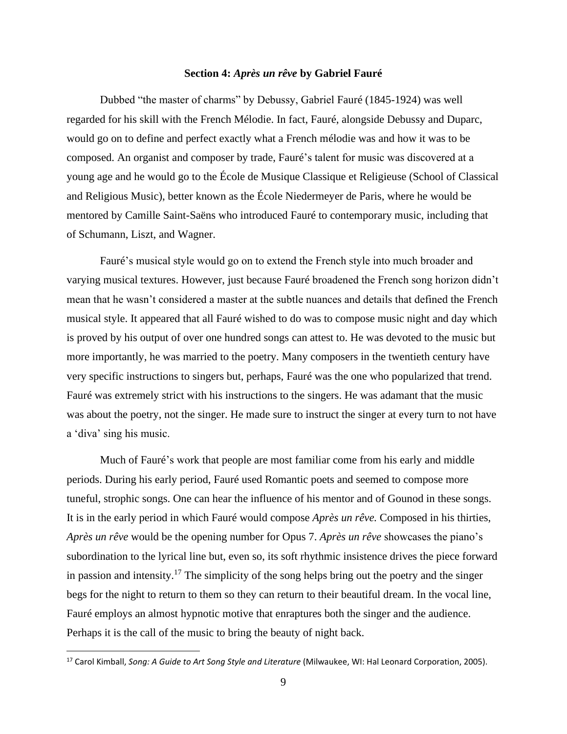### Section 4: *Après un rêve* by Gabriel Fauré

Dubbed "the master of charms" by Debussy, Gabriel Fauré (1845-1924) was well regarded for his skill with the French Mélodie. In fact, Fauré, alongside Debussy and Duparc, would go on to define and perfect exactly what a French mélodie was and how it was to be composed. An organist and composer by trade, Fauré's talent for music was discovered at a young age and he would go to the École de Musique Classique et Religieuse (School of Classical and Religious Music), better known as the École Niedermeyer de Paris, where he would be mentored by Camille Saint-Saëns who introduced Fauré to contemporary music, including that of Schumann, Liszt, and Wagner.

Fauré's musical style would go on to extend the French style into much broader and varying musical textures. However, just because Fauré broadened the French song horizon didn't mean that he wasn't considered a master at the subtle nuances and details that defined the French musical style. It appeared that all Fauré wished to do was to compose music night and day which is proved by his output of over one hundred songs can attest to. He was devoted to the music but more importantly, he was married to the poetry. Many composers in the twentieth century have very specific instructions to singers but, perhaps, Fauré was the one who popularized that trend. Fauré was extremely strict with his instructions to the singers. He was adamant that the music was about the poetry, not the singer. He made sure to instruct the singer at every turn to not have a 'diva' sing his music.

Much of Fauré's work that people are most familiar come from his early and middle periods. During his early period, Fauré used Romantic poets and seemed to compose more tuneful, strophic songs. One can hear the influence of his mentor and of Gounod in these songs. It is in the early period in which Fauré would compose *Après un rêve.* Composed in his thirties, *Après un rêve* would be the opening number for Opus 7. *Après un rêve* showcases the piano's subordination to the lyrical line but, even so, its soft rhythmic insistence drives the piece forward in passion and intensity.[17] The simplicity of the song helps bring out the poetry and the singer begs for the night to return to them so they can return to their beautiful dream. In the vocal line, Fauré employs an almost hypnotic motive that enraptures both the singer and the audience. Perhaps it is the call of the music to bring the beauty of night back.

---

[17] Carol Kimball, *Song: A Guide to Art Song Style and Literature* (Milwaukee, WI: Hal Leonard Corporation, 2005).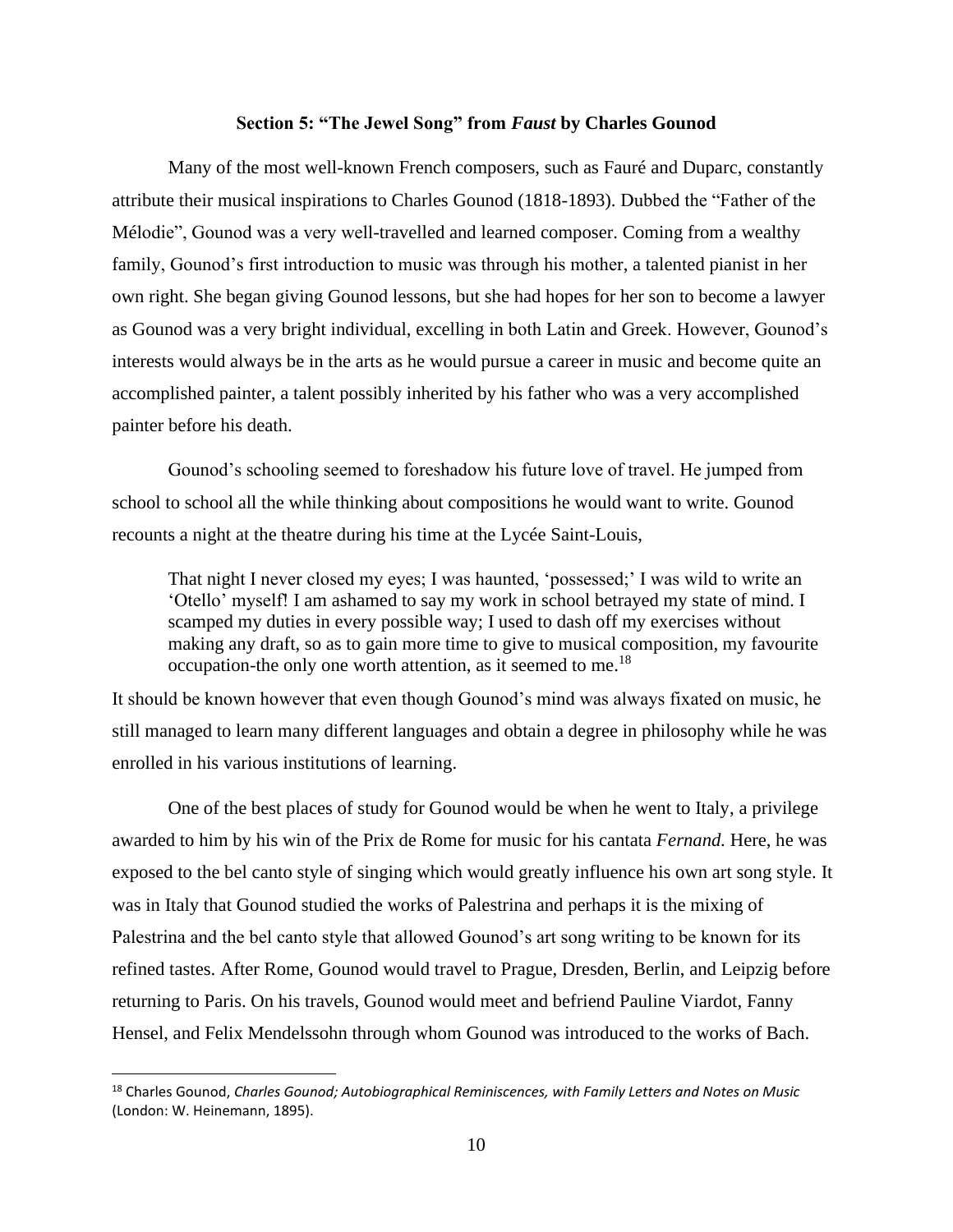### Section 5: "The Jewel Song" from *Faust* by Charles Gounod

Many of the most well-known French composers, such as Fauré and Duparc, constantly attribute their musical inspirations to Charles Gounod (1818-1893). Dubbed the "Father of the Mélodie", Gounod was a very well-travelled and learned composer. Coming from a wealthy family, Gounod's first introduction to music was through his mother, a talented pianist in her own right. She began giving Gounod lessons, but she had hopes for her son to become a lawyer as Gounod was a very bright individual, excelling in both Latin and Greek. However, Gounod's interests would always be in the arts as he would pursue a career in music and become quite an accomplished painter, a talent possibly inherited by his father who was a very accomplished painter before his death.

Gounod's schooling seemed to foreshadow his future love of travel. He jumped from school to school all the while thinking about compositions he would want to write. Gounod recounts a night at the theatre during his time at the Lycée Saint-Louis,

> That night I never closed my eyes; I was haunted, 'possessed;' I was wild to write an 'Otello' myself! I am ashamed to say my work in school betrayed my state of mind. I scamped my duties in every possible way; I used to dash off my exercises without making any draft, so as to gain more time to give to musical composition, my favourite occupation-the only one worth attention, as it seemed to me.[18]

It should be known however that even though Gounod's mind was always fixated on music, he still managed to learn many different languages and obtain a degree in philosophy while he was enrolled in his various institutions of learning.

One of the best places of study for Gounod would be when he went to Italy, a privilege awarded to him by his win of the Prix de Rome for music for his cantata *Fernand*. Here, he was exposed to the bel canto style of singing which would greatly influence his own art song style. It was in Italy that Gounod studied the works of Palestrina and perhaps it is the mixing of Palestrina and the bel canto style that allowed Gounod's art song writing to be known for its refined tastes. After Rome, Gounod would travel to Prague, Dresden, Berlin, and Leipzig before returning to Paris. On his travels, Gounod would meet and befriend Pauline Viardot, Fanny Hensel, and Felix Mendelssohn through whom Gounod was introduced to the works of Bach.

---

[18] Charles Gounod, *Charles Gounod; Autobiographical Reminiscences, with Family Letters and Notes on Music* (London: W. Heinemann, 1895).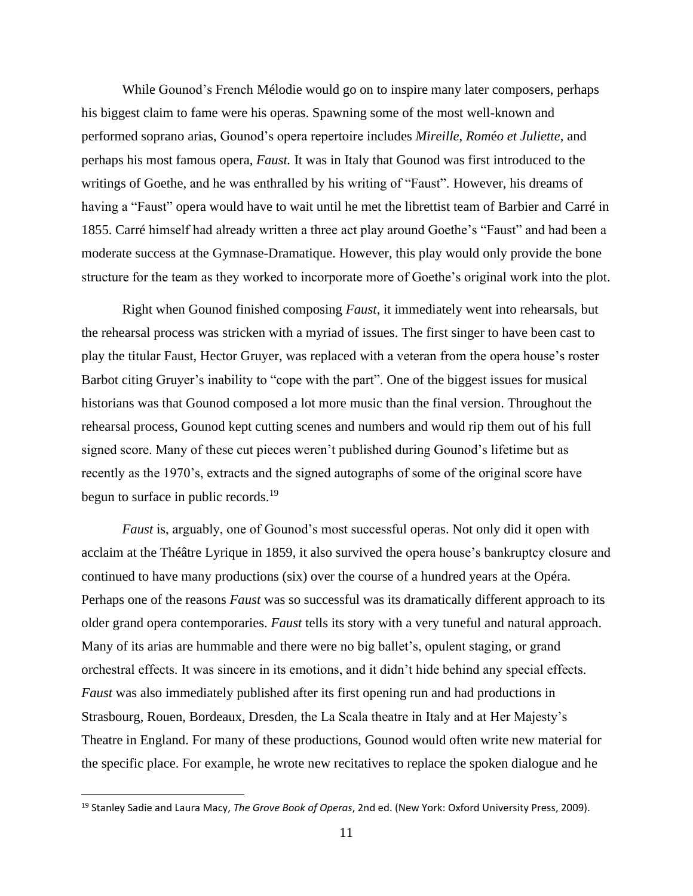While Gounod's French Mélodie would go on to inspire many later composers, perhaps his biggest claim to fame were his operas. Spawning some of the most well-known and performed soprano arias, Gounod's opera repertoire includes *Mireille*, *Roméo et Juliette*, and perhaps his most famous opera, *Faust.* It was in Italy that Gounod was first introduced to the writings of Goethe, and he was enthralled by his writing of "Faust". However, his dreams of having a "Faust" opera would have to wait until he met the librettist team of Barbier and Carré in 1855. Carré himself had already written a three act play around Goethe's "Faust" and had been a moderate success at the Gymnase-Dramatique. However, this play would only provide the bone structure for the team as they worked to incorporate more of Goethe's original work into the plot.

Right when Gounod finished composing *Faust*, it immediately went into rehearsals, but the rehearsal process was stricken with a myriad of issues. The first singer to have been cast to play the titular Faust, Hector Gruyer, was replaced with a veteran from the opera house's roster Barbot citing Gruyer's inability to "cope with the part". One of the biggest issues for musical historians was that Gounod composed a lot more music than the final version. Throughout the rehearsal process, Gounod kept cutting scenes and numbers and would rip them out of his full signed score. Many of these cut pieces weren't published during Gounod's lifetime but as recently as the 1970's, extracts and the signed autographs of some of the original score have begun to surface in public records.[19]

*Faust* is, arguably, one of Gounod's most successful operas. Not only did it open with acclaim at the Théâtre Lyrique in 1859, it also survived the opera house's bankruptcy closure and continued to have many productions (six) over the course of a hundred years at the Opéra. Perhaps one of the reasons *Faust* was so successful was its dramatically different approach to its older grand opera contemporaries. *Faust* tells its story with a very tuneful and natural approach. Many of its arias are hummable and there were no big ballet's, opulent staging, or grand orchestral effects. It was sincere in its emotions, and it didn't hide behind any special effects. *Faust* was also immediately published after its first opening run and had productions in Strasbourg, Rouen, Bordeaux, Dresden, the La Scala theatre in Italy and at Her Majesty's Theatre in England. For many of these productions, Gounod would often write new material for the specific place. For example, he wrote new recitatives to replace the spoken dialogue and he

---

[19] Stanley Sadie and Laura Macy, *The Grove Book of Operas*, 2nd ed. (New York: Oxford University Press, 2009).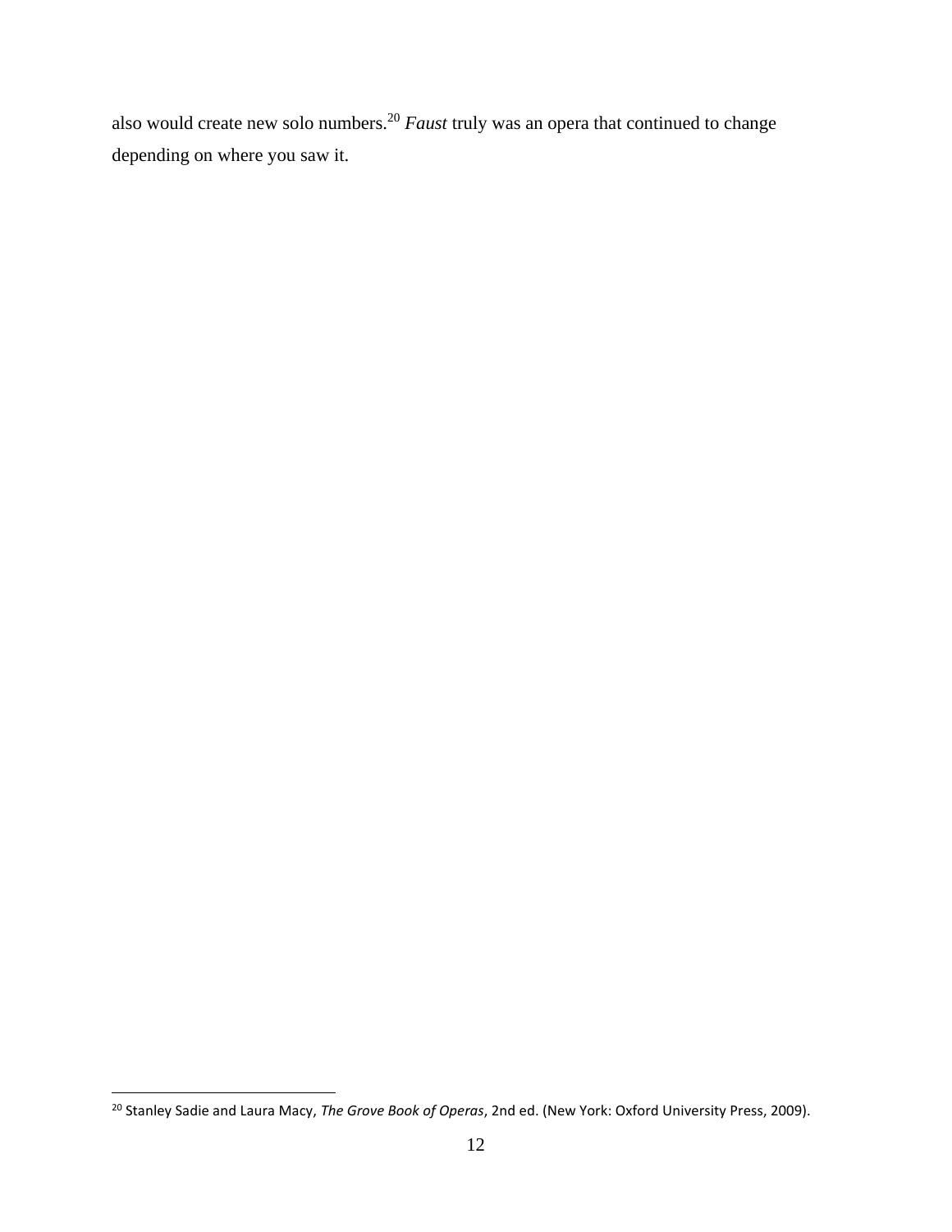also would create new solo numbers.[20] *Faust* truly was an opera that continued to change depending on where you saw it.

[20] Stanley Sadie and Laura Macy, *The Grove Book of Operas*, 2nd ed. (New York: Oxford University Press, 2009).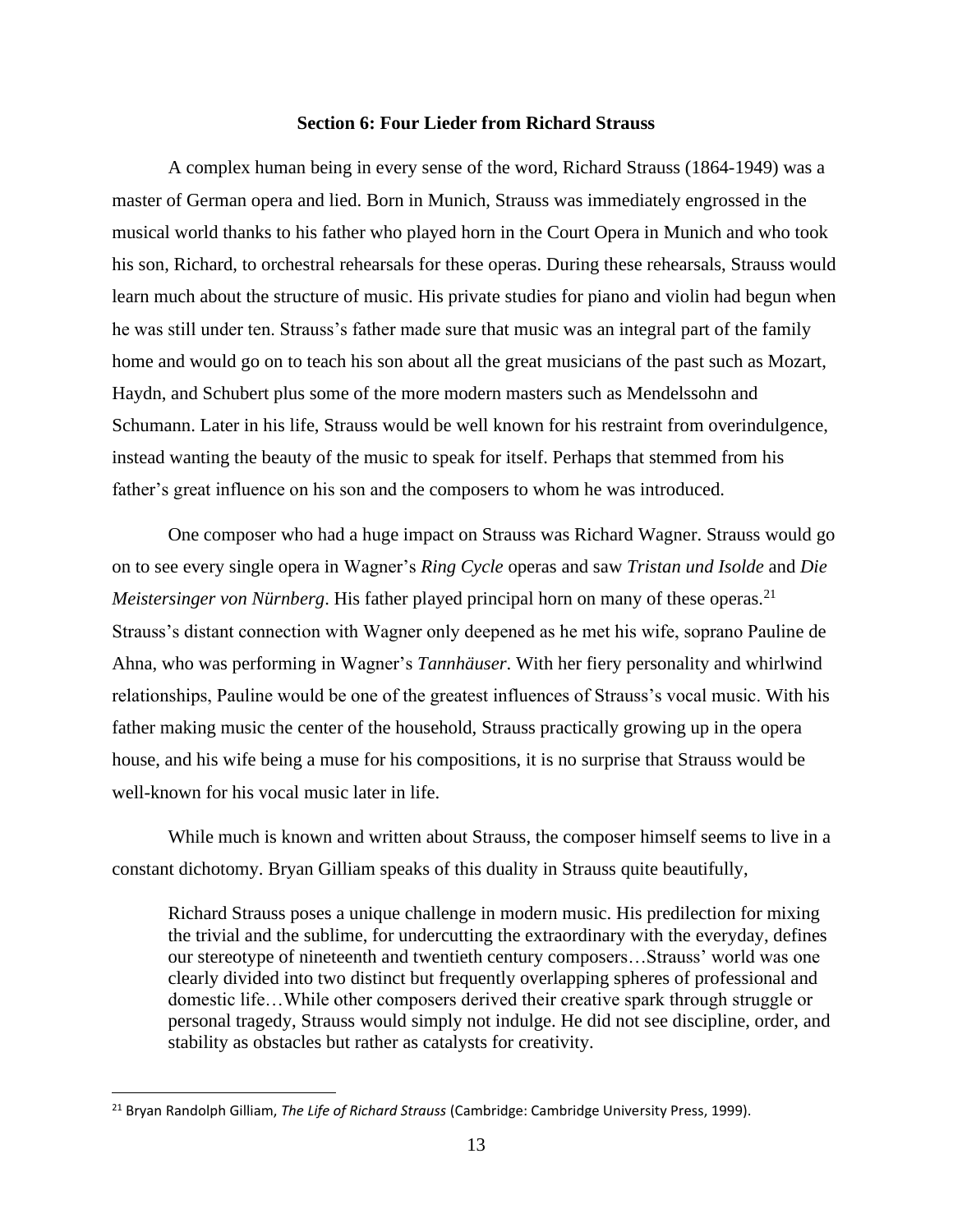### Section 6: Four Lieder from Richard Strauss

A complex human being in every sense of the word, Richard Strauss (1864-1949) was a master of German opera and lied. Born in Munich, Strauss was immediately engrossed in the musical world thanks to his father who played horn in the Court Opera in Munich and who took his son, Richard, to orchestral rehearsals for these operas. During these rehearsals, Strauss would learn much about the structure of music. His private studies for piano and violin had begun when he was still under ten. Strauss's father made sure that music was an integral part of the family home and would go on to teach his son about all the great musicians of the past such as Mozart, Haydn, and Schubert plus some of the more modern masters such as Mendelssohn and Schumann. Later in his life, Strauss would be well known for his restraint from overindulgence, instead wanting the beauty of the music to speak for itself. Perhaps that stemmed from his father's great influence on his son and the composers to whom he was introduced.

One composer who had a huge impact on Strauss was Richard Wagner. Strauss would go on to see every single opera in Wagner's *Ring Cycle* operas and saw *Tristan und Isolde* and *Die Meistersinger von Nürnberg*. His father played principal horn on many of these operas.[21] Strauss's distant connection with Wagner only deepened as he met his wife, soprano Pauline de Ahna, who was performing in Wagner's *Tannhäuser*. With her fiery personality and whirlwind relationships, Pauline would be one of the greatest influences of Strauss's vocal music. With his father making music the center of the household, Strauss practically growing up in the opera house, and his wife being a muse for his compositions, it is no surprise that Strauss would be well-known for his vocal music later in life.

While much is known and written about Strauss, the composer himself seems to live in a constant dichotomy. Bryan Gilliam speaks of this duality in Strauss quite beautifully,

> Richard Strauss poses a unique challenge in modern music. His predilection for mixing the trivial and the sublime, for undercutting the extraordinary with the everyday, defines our stereotype of nineteenth and twentieth century composers…Strauss' world was one clearly divided into two distinct but frequently overlapping spheres of professional and domestic life…While other composers derived their creative spark through struggle or personal tragedy, Strauss would simply not indulge. He did not see discipline, order, and stability as obstacles but rather as catalysts for creativity.

---

[21] Bryan Randolph Gilliam, *The Life of Richard Strauss* (Cambridge: Cambridge University Press, 1999).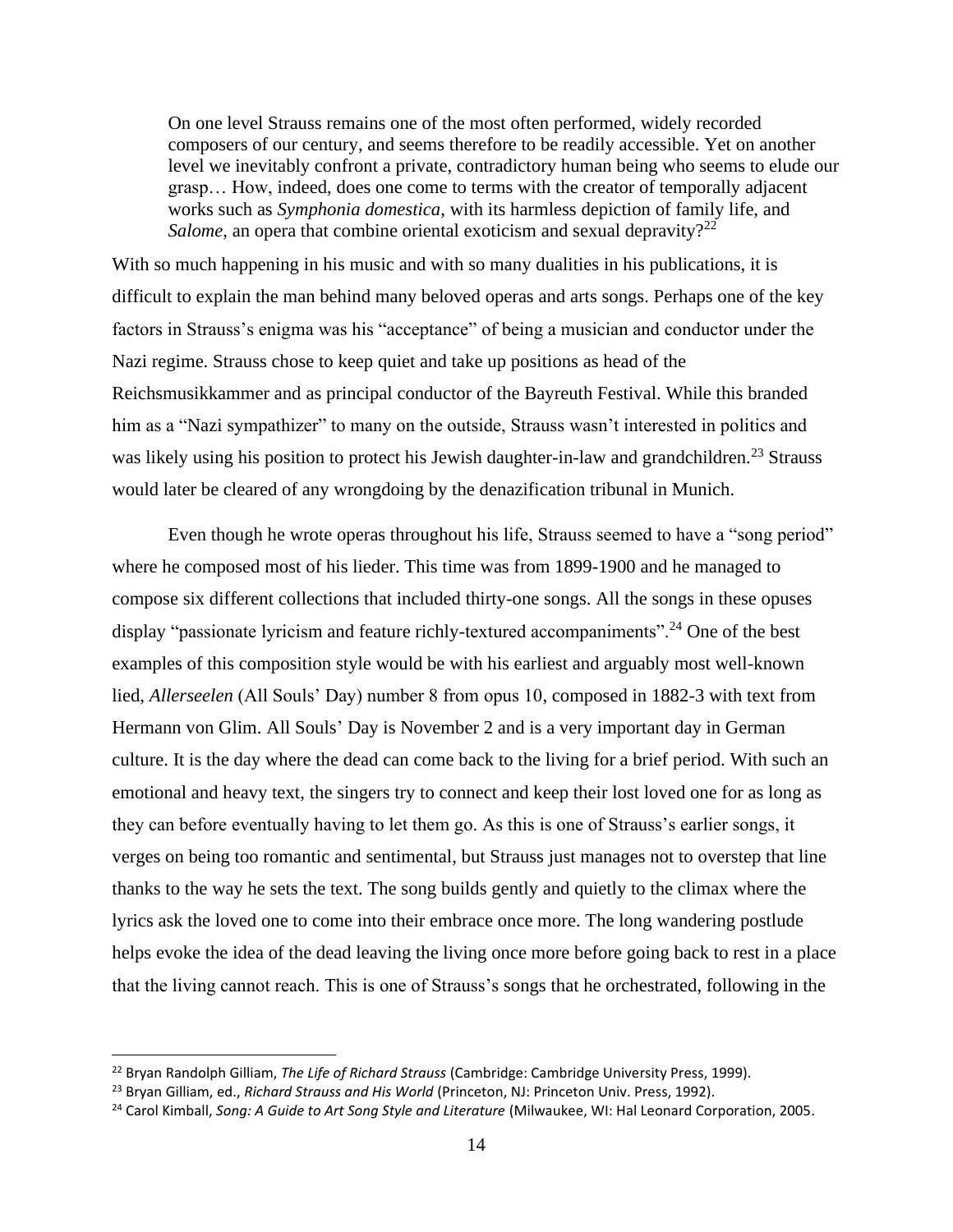> On one level Strauss remains one of the most often performed, widely recorded composers of our century, and seems therefore to be readily accessible. Yet on another level we inevitably confront a private, contradictory human being who seems to elude our grasp… How, indeed, does one come to terms with the creator of temporally adjacent works such as *Symphonia domestica*, with its harmless depiction of family life, and *Salome*, an opera that combine oriental exoticism and sexual depravity?[22]

With so much happening in his music and with so many dualities in his publications, it is difficult to explain the man behind many beloved operas and arts songs. Perhaps one of the key factors in Strauss's enigma was his "acceptance" of being a musician and conductor under the Nazi regime. Strauss chose to keep quiet and take up positions as head of the Reichsmusikkammer and as principal conductor of the Bayreuth Festival. While this branded him as a "Nazi sympathizer" to many on the outside, Strauss wasn't interested in politics and was likely using his position to protect his Jewish daughter-in-law and grandchildren.[23] Strauss would later be cleared of any wrongdoing by the denazification tribunal in Munich.

Even though he wrote operas throughout his life, Strauss seemed to have a "song period" where he composed most of his lieder. This time was from 1899-1900 and he managed to compose six different collections that included thirty-one songs. All the songs in these opuses display "passionate lyricism and feature richly-textured accompaniments".[24] One of the best examples of this composition style would be with his earliest and arguably most well-known lied, *Allerseelen* (All Souls' Day) number 8 from opus 10, composed in 1882-3 with text from Hermann von Glim. All Souls' Day is November 2 and is a very important day in German culture. It is the day where the dead can come back to the living for a brief period. With such an emotional and heavy text, the singers try to connect and keep their lost loved one for as long as they can before eventually having to let them go. As this is one of Strauss's earlier songs, it verges on being too romantic and sentimental, but Strauss just manages not to overstep that line thanks to the way he sets the text. The song builds gently and quietly to the climax where the lyrics ask the loved one to come into their embrace once more. The long wandering postlude helps evoke the idea of the dead leaving the living once more before going back to rest in a place that the living cannot reach. This is one of Strauss's songs that he orchestrated, following in the

---

[22] Bryan Randolph Gilliam, *The Life of Richard Strauss* (Cambridge: Cambridge University Press, 1999).

[23] Bryan Gilliam, ed., *Richard Strauss and His World* (Princeton, NJ: Princeton Univ. Press, 1992).

[24] Carol Kimball, *Song: A Guide to Art Song Style and Literature* (Milwaukee, WI: Hal Leonard Corporation, 2005.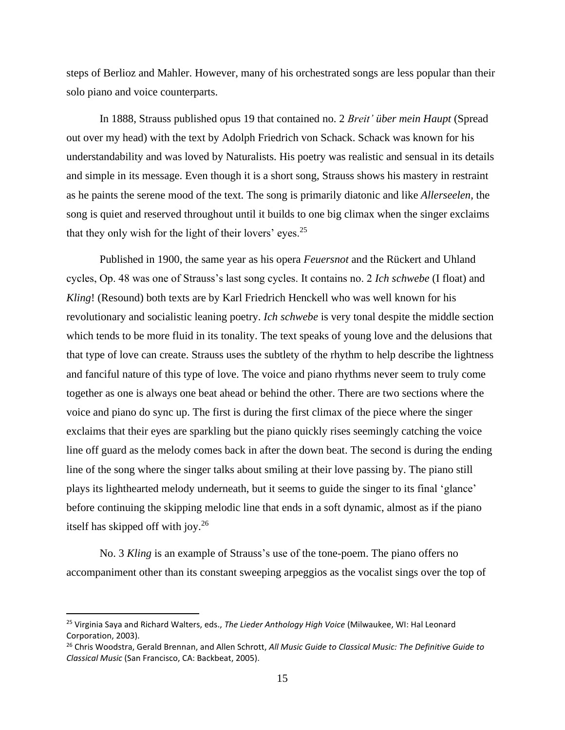steps of Berlioz and Mahler. However, many of his orchestrated songs are less popular than their solo piano and voice counterparts.

In 1888, Strauss published opus 19 that contained no. 2 *Breit' über mein Haupt* (Spread out over my head) with the text by Adolph Friedrich von Schack. Schack was known for his understandability and was loved by Naturalists. His poetry was realistic and sensual in its details and simple in its message. Even though it is a short song, Strauss shows his mastery in restraint as he paints the serene mood of the text. The song is primarily diatonic and like *Allerseelen*, the song is quiet and reserved throughout until it builds to one big climax when the singer exclaims that they only wish for the light of their lovers' eyes.[25]

Published in 1900, the same year as his opera *Feuersnot* and the Rückert and Uhland cycles, Op. 48 was one of Strauss's last song cycles. It contains no. 2 *Ich schwebe* (I float) and *Kling*! (Resound) both texts are by Karl Friedrich Henckell who was well known for his revolutionary and socialistic leaning poetry. *Ich schwebe* is very tonal despite the middle section which tends to be more fluid in its tonality. The text speaks of young love and the delusions that that type of love can create. Strauss uses the subtlety of the rhythm to help describe the lightness and fanciful nature of this type of love. The voice and piano rhythms never seem to truly come together as one is always one beat ahead or behind the other. There are two sections where the voice and piano do sync up. The first is during the first climax of the piece where the singer exclaims that their eyes are sparkling but the piano quickly rises seemingly catching the voice line off guard as the melody comes back in after the down beat. The second is during the ending line of the song where the singer talks about smiling at their love passing by. The piano still plays its lighthearted melody underneath, but it seems to guide the singer to its final 'glance' before continuing the skipping melodic line that ends in a soft dynamic, almost as if the piano itself has skipped off with joy.[26]

No. 3 *Kling* is an example of Strauss's use of the tone-poem. The piano offers no accompaniment other than its constant sweeping arpeggios as the vocalist sings over the top of

---

[25] Virginia Saya and Richard Walters, eds., *The Lieder Anthology High Voice* (Milwaukee, WI: Hal Leonard Corporation, 2003).

[26] Chris Woodstra, Gerald Brennan, and Allen Schrott, *All Music Guide to Classical Music: The Definitive Guide to Classical Music* (San Francisco, CA: Backbeat, 2005).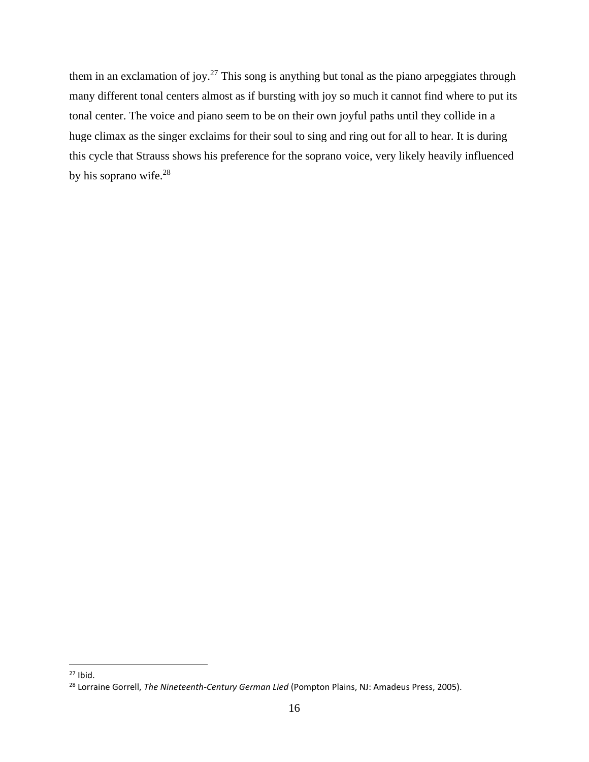them in an exclamation of joy.[27] This song is anything but tonal as the piano arpeggiates through many different tonal centers almost as if bursting with joy so much it cannot find where to put its tonal center. The voice and piano seem to be on their own joyful paths until they collide in a huge climax as the singer exclaims for their soul to sing and ring out for all to hear. It is during this cycle that Strauss shows his preference for the soprano voice, very likely heavily influenced by his soprano wife.[28]

---

[27] Ibid.

[28] Lorraine Gorrell, *The Nineteenth-Century German Lied* (Pompton Plains, NJ: Amadeus Press, 2005).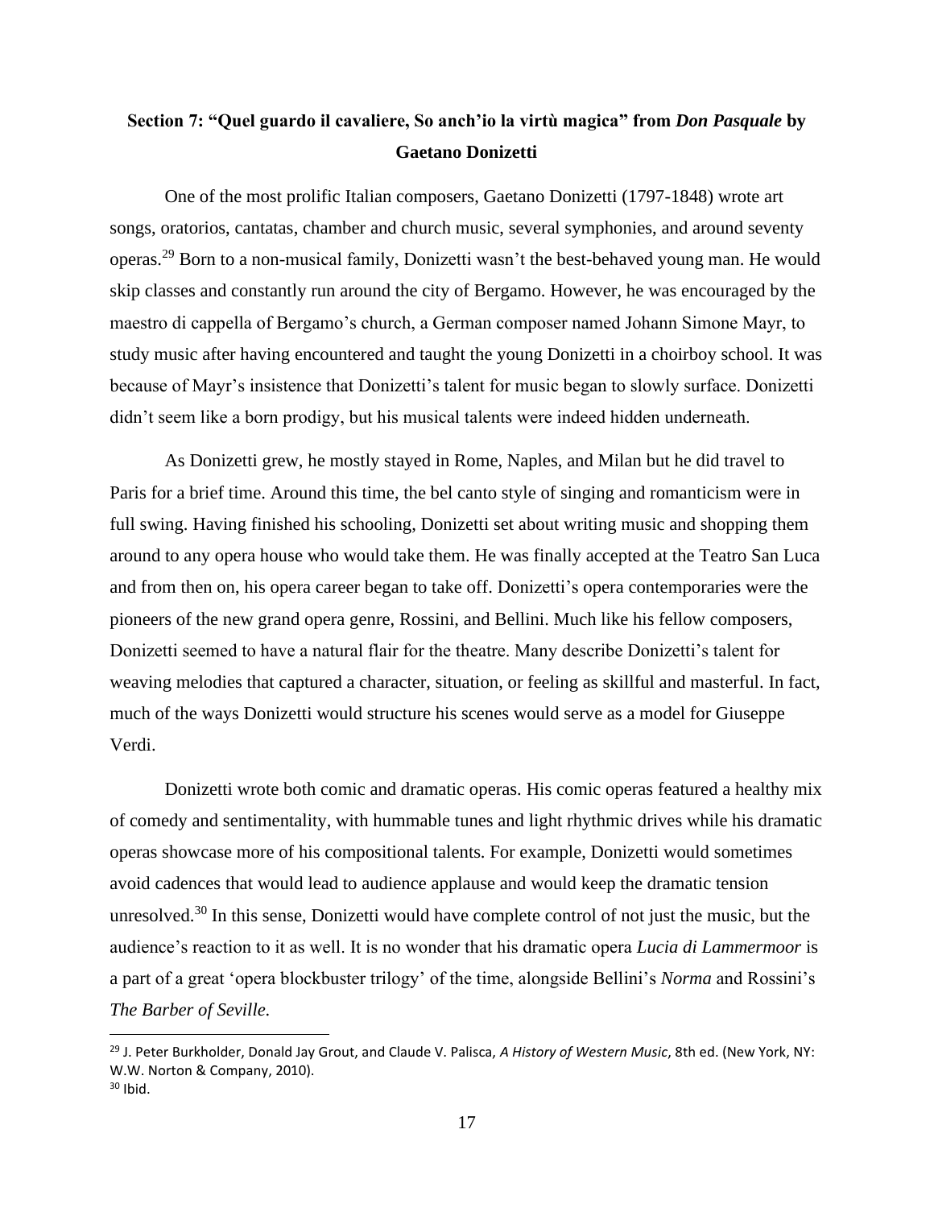## Section 7: "Quel guardo il cavaliere, So anch'io la virtù magica" from *Don Pasquale* by Gaetano Donizetti

One of the most prolific Italian composers, Gaetano Donizetti (1797-1848) wrote art songs, oratorios, cantatas, chamber and church music, several symphonies, and around seventy operas.[29] Born to a non-musical family, Donizetti wasn't the best-behaved young man. He would skip classes and constantly run around the city of Bergamo. However, he was encouraged by the maestro di cappella of Bergamo's church, a German composer named Johann Simone Mayr, to study music after having encountered and taught the young Donizetti in a choirboy school. It was because of Mayr's insistence that Donizetti's talent for music began to slowly surface. Donizetti didn't seem like a born prodigy, but his musical talents were indeed hidden underneath.

As Donizetti grew, he mostly stayed in Rome, Naples, and Milan but he did travel to Paris for a brief time. Around this time, the bel canto style of singing and romanticism were in full swing. Having finished his schooling, Donizetti set about writing music and shopping them around to any opera house who would take them. He was finally accepted at the Teatro San Luca and from then on, his opera career began to take off. Donizetti's opera contemporaries were the pioneers of the new grand opera genre, Rossini, and Bellini. Much like his fellow composers, Donizetti seemed to have a natural flair for the theatre. Many describe Donizetti's talent for weaving melodies that captured a character, situation, or feeling as skillful and masterful. In fact, much of the ways Donizetti would structure his scenes would serve as a model for Giuseppe Verdi.

Donizetti wrote both comic and dramatic operas. His comic operas featured a healthy mix of comedy and sentimentality, with hummable tunes and light rhythmic drives while his dramatic operas showcase more of his compositional talents. For example, Donizetti would sometimes avoid cadences that would lead to audience applause and would keep the dramatic tension unresolved.[30] In this sense, Donizetti would have complete control of not just the music, but the audience's reaction to it as well. It is no wonder that his dramatic opera *Lucia di Lammermoor* is a part of a great 'opera blockbuster trilogy' of the time, alongside Bellini's *Norma* and Rossini's *The Barber of Seville*.

---

[29] J. Peter Burkholder, Donald Jay Grout, and Claude V. Palisca, *A History of Western Music*, 8th ed. (New York, NY: W.W. Norton & Company, 2010).

[30] Ibid.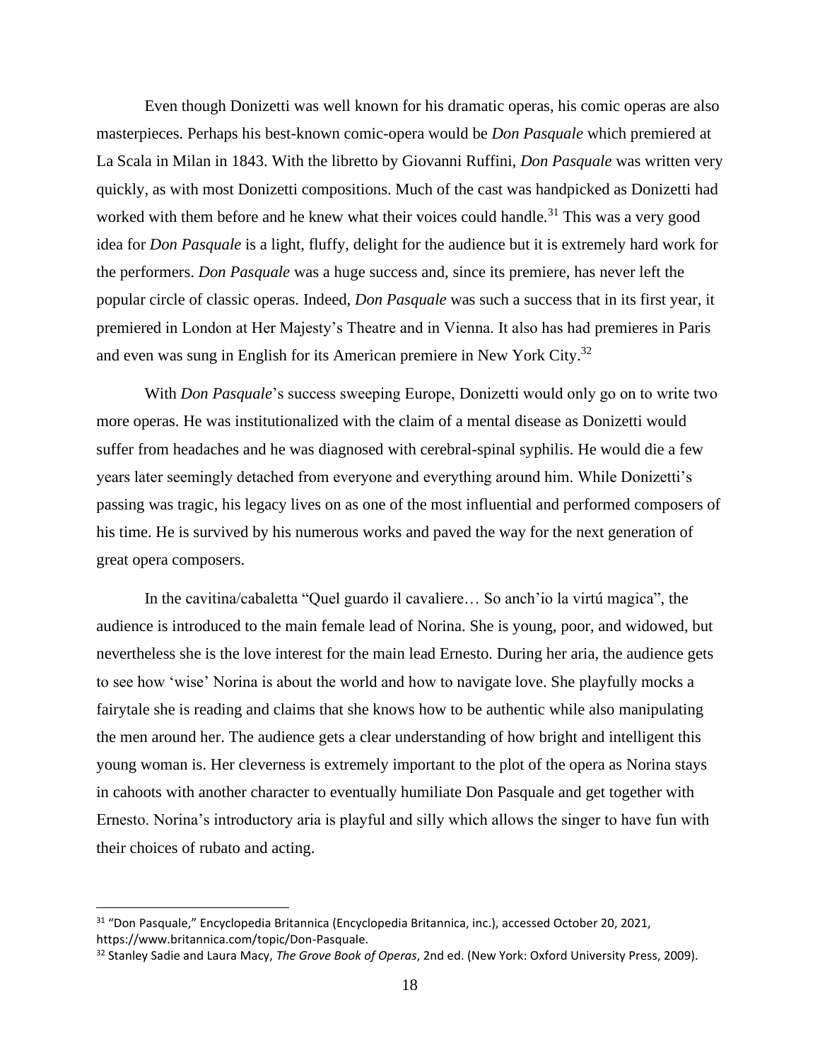Even though Donizetti was well known for his dramatic operas, his comic operas are also masterpieces. Perhaps his best-known comic-opera would be *Don Pasquale* which premiered at La Scala in Milan in 1843. With the libretto by Giovanni Ruffini, *Don Pasquale* was written very quickly, as with most Donizetti compositions. Much of the cast was handpicked as Donizetti had worked with them before and he knew what their voices could handle.[31] This was a very good idea for *Don Pasquale* is a light, fluffy, delight for the audience but it is extremely hard work for the performers. *Don Pasquale* was a huge success and, since its premiere, has never left the popular circle of classic operas. Indeed, *Don Pasquale* was such a success that in its first year, it premiered in London at Her Majesty's Theatre and in Vienna. It also has had premieres in Paris and even was sung in English for its American premiere in New York City.[32]

With *Don Pasquale*'s success sweeping Europe, Donizetti would only go on to write two more operas. He was institutionalized with the claim of a mental disease as Donizetti would suffer from headaches and he was diagnosed with cerebral-spinal syphilis. He would die a few years later seemingly detached from everyone and everything around him. While Donizetti's passing was tragic, his legacy lives on as one of the most influential and performed composers of his time. He is survived by his numerous works and paved the way for the next generation of great opera composers.

In the cavitina/cabaletta "Quel guardo il cavaliere… So anch'io la virtú magica", the audience is introduced to the main female lead of Norina. She is young, poor, and widowed, but nevertheless she is the love interest for the main lead Ernesto. During her aria, the audience gets to see how 'wise' Norina is about the world and how to navigate love. She playfully mocks a fairytale she is reading and claims that she knows how to be authentic while also manipulating the men around her. The audience gets a clear understanding of how bright and intelligent this young woman is. Her cleverness is extremely important to the plot of the opera as Norina stays in cahoots with another character to eventually humiliate Don Pasquale and get together with Ernesto. Norina's introductory aria is playful and silly which allows the singer to have fun with their choices of rubato and acting.

---

[31] "Don Pasquale," Encyclopedia Britannica (Encyclopedia Britannica, inc.), accessed October 20, 2021, https://www.britannica.com/topic/Don-Pasquale.

[32] Stanley Sadie and Laura Macy, *The Grove Book of Operas*, 2nd ed. (New York: Oxford University Press, 2009).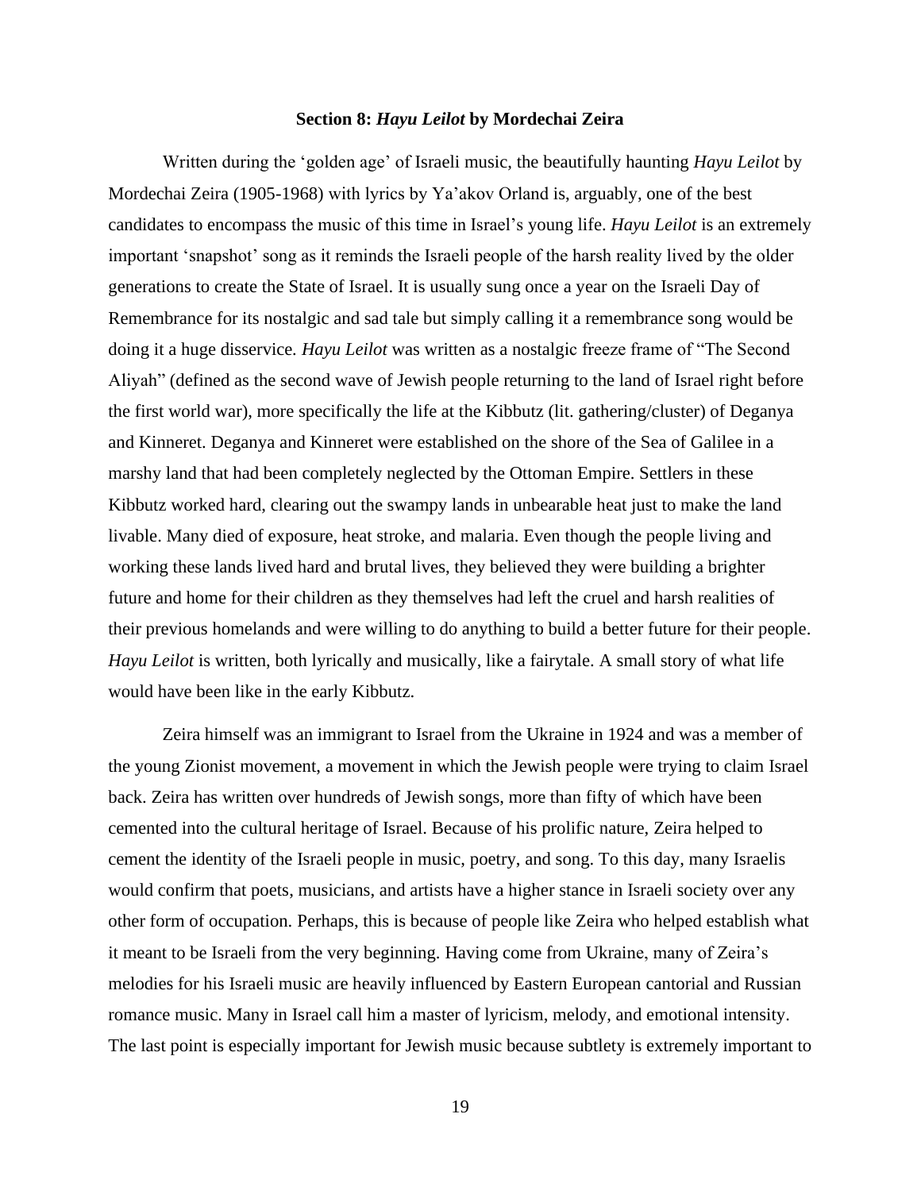### Section 8: *Hayu Leilot* by Mordechai Zeira

Written during the 'golden age' of Israeli music, the beautifully haunting *Hayu Leilot* by Mordechai Zeira (1905-1968) with lyrics by Ya'akov Orland is, arguably, one of the best candidates to encompass the music of this time in Israel's young life. *Hayu Leilot* is an extremely important 'snapshot' song as it reminds the Israeli people of the harsh reality lived by the older generations to create the State of Israel. It is usually sung once a year on the Israeli Day of Remembrance for its nostalgic and sad tale but simply calling it a remembrance song would be doing it a huge disservice. *Hayu Leilot* was written as a nostalgic freeze frame of "The Second Aliyah" (defined as the second wave of Jewish people returning to the land of Israel right before the first world war), more specifically the life at the Kibbutz (lit. gathering/cluster) of Deganya and Kinneret. Deganya and Kinneret were established on the shore of the Sea of Galilee in a marshy land that had been completely neglected by the Ottoman Empire. Settlers in these Kibbutz worked hard, clearing out the swampy lands in unbearable heat just to make the land livable. Many died of exposure, heat stroke, and malaria. Even though the people living and working these lands lived hard and brutal lives, they believed they were building a brighter future and home for their children as they themselves had left the cruel and harsh realities of their previous homelands and were willing to do anything to build a better future for their people. *Hayu Leilot* is written, both lyrically and musically, like a fairytale. A small story of what life would have been like in the early Kibbutz.

Zeira himself was an immigrant to Israel from the Ukraine in 1924 and was a member of the young Zionist movement, a movement in which the Jewish people were trying to claim Israel back. Zeira has written over hundreds of Jewish songs, more than fifty of which have been cemented into the cultural heritage of Israel. Because of his prolific nature, Zeira helped to cement the identity of the Israeli people in music, poetry, and song. To this day, many Israelis would confirm that poets, musicians, and artists have a higher stance in Israeli society over any other form of occupation. Perhaps, this is because of people like Zeira who helped establish what it meant to be Israeli from the very beginning. Having come from Ukraine, many of Zeira's melodies for his Israeli music are heavily influenced by Eastern European cantorial and Russian romance music. Many in Israel call him a master of lyricism, melody, and emotional intensity. The last point is especially important for Jewish music because subtlety is extremely important to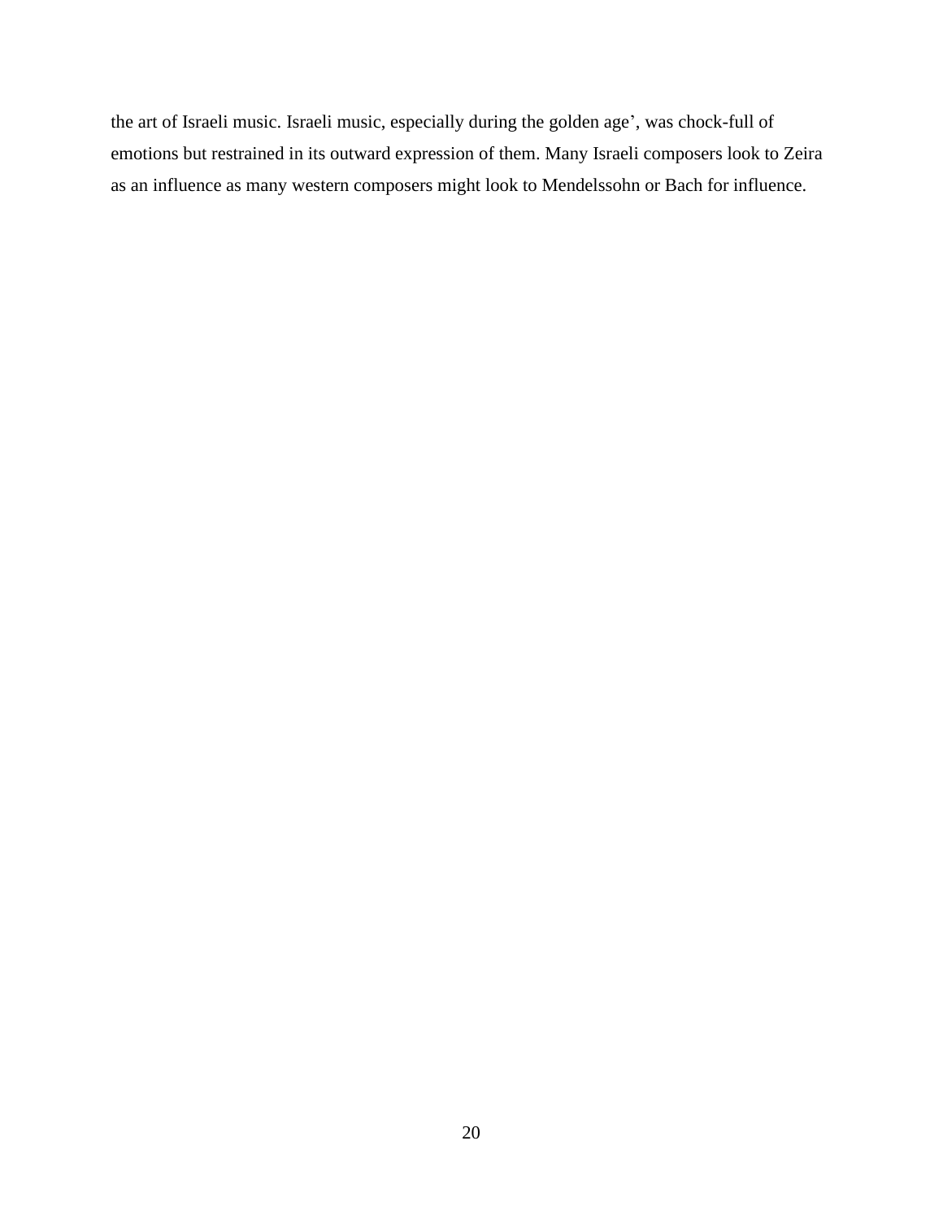the art of Israeli music. Israeli music, especially during the golden age', was chock-full of emotions but restrained in its outward expression of them. Many Israeli composers look to Zeira as an influence as many western composers might look to Mendelssohn or Bach for influence.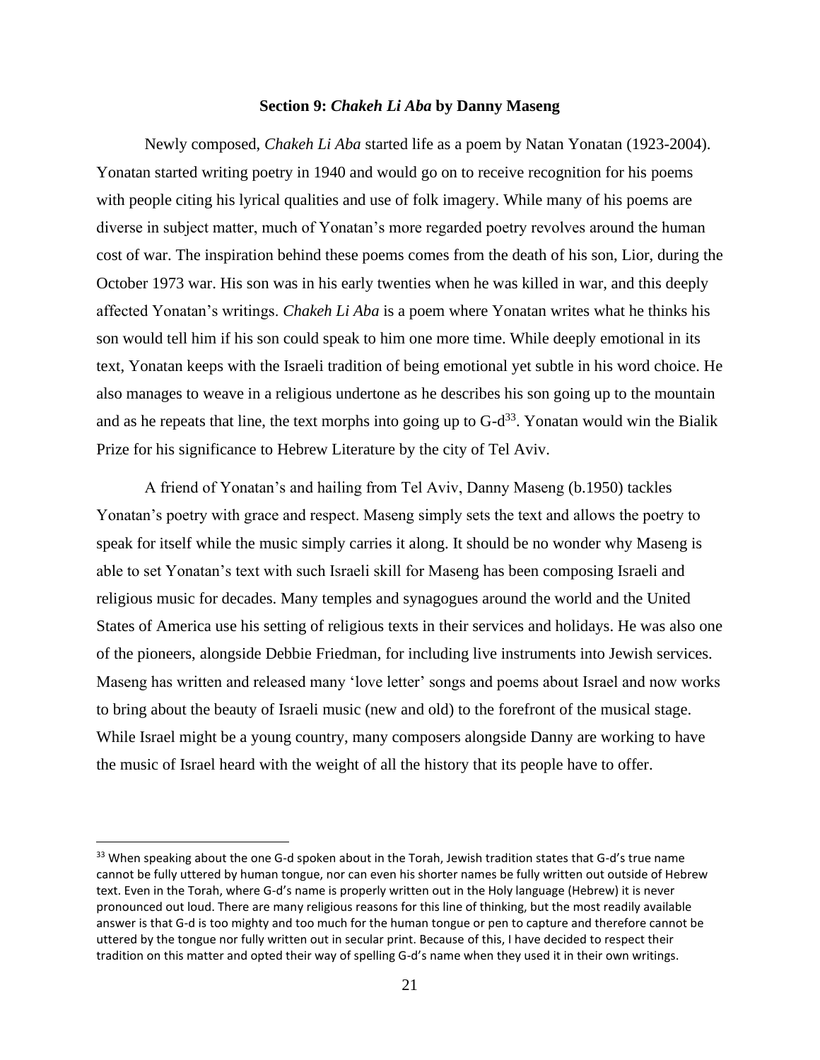### Section 9: *Chakeh Li Aba* by Danny Maseng

Newly composed, *Chakeh Li Aba* started life as a poem by Natan Yonatan (1923-2004). Yonatan started writing poetry in 1940 and would go on to receive recognition for his poems with people citing his lyrical qualities and use of folk imagery. While many of his poems are diverse in subject matter, much of Yonatan's more regarded poetry revolves around the human cost of war. The inspiration behind these poems comes from the death of his son, Lior, during the October 1973 war. His son was in his early twenties when he was killed in war, and this deeply affected Yonatan's writings. *Chakeh Li Aba* is a poem where Yonatan writes what he thinks his son would tell him if his son could speak to him one more time. While deeply emotional in its text, Yonatan keeps with the Israeli tradition of being emotional yet subtle in his word choice. He also manages to weave in a religious undertone as he describes his son going up to the mountain and as he repeats that line, the text morphs into going up to G-d[33]. Yonatan would win the Bialik Prize for his significance to Hebrew Literature by the city of Tel Aviv.

A friend of Yonatan's and hailing from Tel Aviv, Danny Maseng (b.1950) tackles Yonatan's poetry with grace and respect. Maseng simply sets the text and allows the poetry to speak for itself while the music simply carries it along. It should be no wonder why Maseng is able to set Yonatan's text with such Israeli skill for Maseng has been composing Israeli and religious music for decades. Many temples and synagogues around the world and the United States of America use his setting of religious texts in their services and holidays. He was also one of the pioneers, alongside Debbie Friedman, for including live instruments into Jewish services. Maseng has written and released many 'love letter' songs and poems about Israel and now works to bring about the beauty of Israeli music (new and old) to the forefront of the musical stage. While Israel might be a young country, many composers alongside Danny are working to have the music of Israel heard with the weight of all the history that its people have to offer.

---

[33] When speaking about the one G-d spoken about in the Torah, Jewish tradition states that G-d's true name cannot be fully uttered by human tongue, nor can even his shorter names be fully written out outside of Hebrew text. Even in the Torah, where G-d's name is properly written out in the Holy language (Hebrew) it is never pronounced out loud. There are many religious reasons for this line of thinking, but the most readily available answer is that G-d is too mighty and too much for the human tongue or pen to capture and therefore cannot be uttered by the tongue nor fully written out in secular print. Because of this, I have decided to respect their tradition on this matter and opted their way of spelling G-d's name when they used it in their own writings.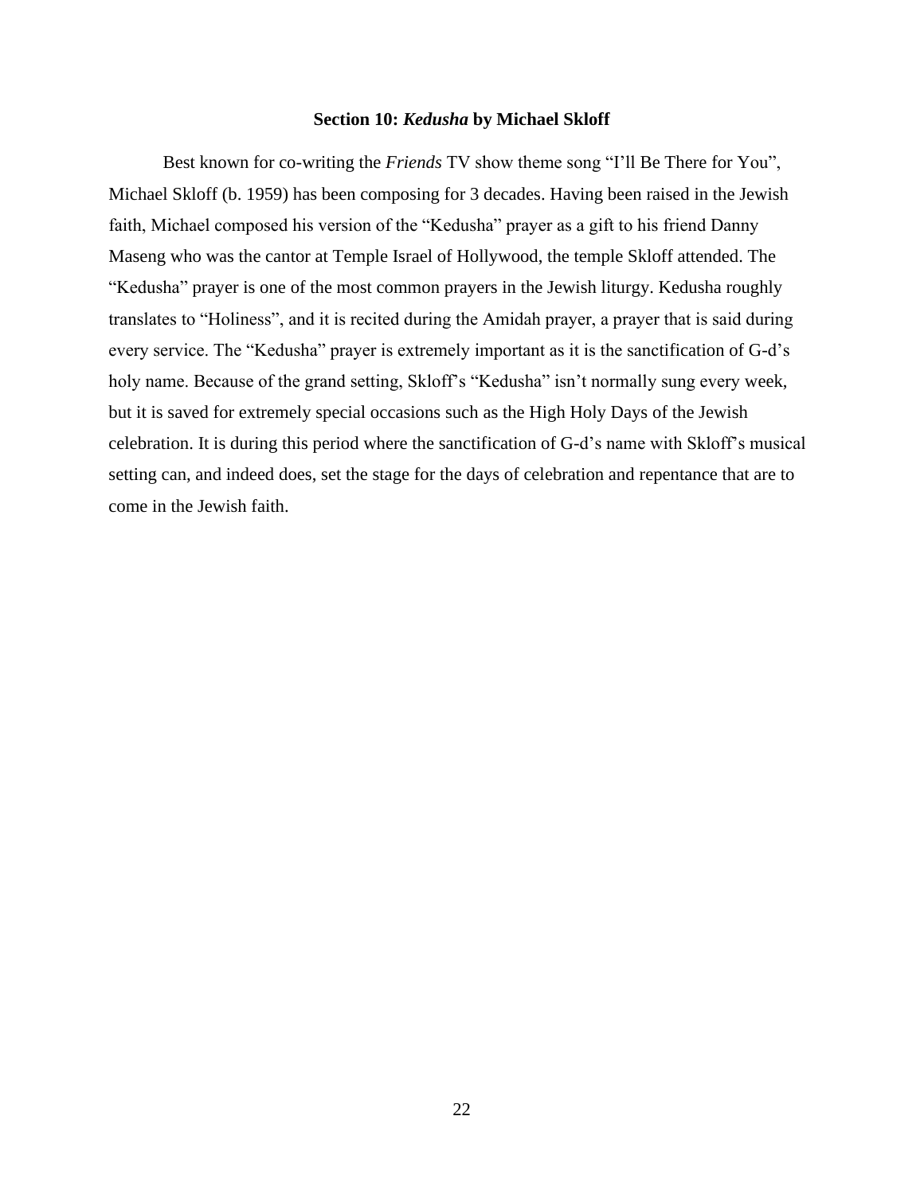### Section 10: *Kedusha* by Michael Skloff

Best known for co-writing the *Friends* TV show theme song “I’ll Be There for You”, Michael Skloff (b. 1959) has been composing for 3 decades. Having been raised in the Jewish faith, Michael composed his version of the “Kedusha” prayer as a gift to his friend Danny Maseng who was the cantor at Temple Israel of Hollywood, the temple Skloff attended. The “Kedusha” prayer is one of the most common prayers in the Jewish liturgy. Kedusha roughly translates to “Holiness”, and it is recited during the Amidah prayer, a prayer that is said during every service. The “Kedusha” prayer is extremely important as it is the sanctification of G-d’s holy name. Because of the grand setting, Skloff’s “Kedusha” isn’t normally sung every week, but it is saved for extremely special occasions such as the High Holy Days of the Jewish celebration. It is during this period where the sanctification of G-d’s name with Skloff’s musical setting can, and indeed does, set the stage for the days of celebration and repentance that are to come in the Jewish faith.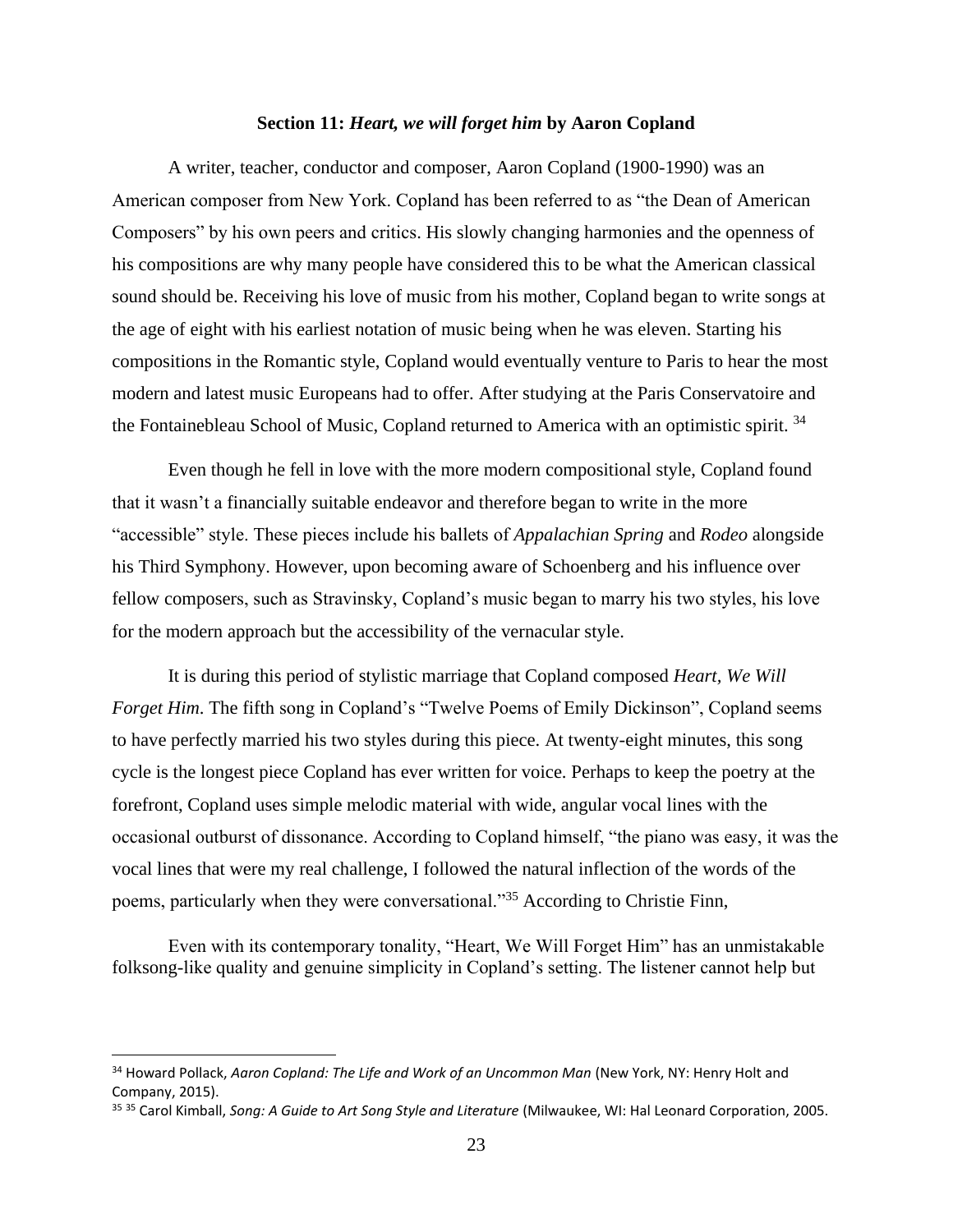### Section 11: *Heart, we will forget him* by Aaron Copland

A writer, teacher, conductor and composer, Aaron Copland (1900-1990) was an American composer from New York. Copland has been referred to as "the Dean of American Composers" by his own peers and critics. His slowly changing harmonies and the openness of his compositions are why many people have considered this to be what the American classical sound should be. Receiving his love of music from his mother, Copland began to write songs at the age of eight with his earliest notation of music being when he was eleven. Starting his compositions in the Romantic style, Copland would eventually venture to Paris to hear the most modern and latest music Europeans had to offer. After studying at the Paris Conservatoire and the Fontainebleau School of Music, Copland returned to America with an optimistic spirit. [34]

Even though he fell in love with the more modern compositional style, Copland found that it wasn't a financially suitable endeavor and therefore began to write in the more "accessible" style. These pieces include his ballets of *Appalachian Spring* and *Rodeo* alongside his Third Symphony. However, upon becoming aware of Schoenberg and his influence over fellow composers, such as Stravinsky, Copland's music began to marry his two styles, his love for the modern approach but the accessibility of the vernacular style.

It is during this period of stylistic marriage that Copland composed *Heart, We Will Forget Him*. The fifth song in Copland's "Twelve Poems of Emily Dickinson", Copland seems to have perfectly married his two styles during this piece. At twenty-eight minutes, this song cycle is the longest piece Copland has ever written for voice. Perhaps to keep the poetry at the forefront, Copland uses simple melodic material with wide, angular vocal lines with the occasional outburst of dissonance. According to Copland himself, "the piano was easy, it was the vocal lines that were my real challenge, I followed the natural inflection of the words of the poems, particularly when they were conversational."[35] According to Christie Finn,

> Even with its contemporary tonality, "Heart, We Will Forget Him" has an unmistakable folksong-like quality and genuine simplicity in Copland's setting. The listener cannot help but

---

[34] Howard Pollack, *Aaron Copland: The Life and Work of an Uncommon Man* (New York, NY: Henry Holt and Company, 2015).

[35] [35] Carol Kimball, *Song: A Guide to Art Song Style and Literature* (Milwaukee, WI: Hal Leonard Corporation, 2005.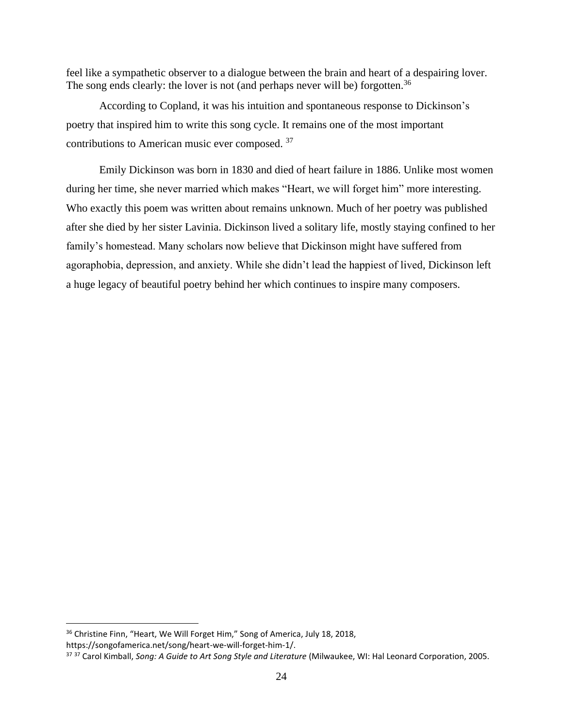feel like a sympathetic observer to a dialogue between the brain and heart of a despairing lover. The song ends clearly: the lover is not (and perhaps never will be) forgotten.[36]

According to Copland, it was his intuition and spontaneous response to Dickinson's poetry that inspired him to write this song cycle. It remains one of the most important contributions to American music ever composed. [37]

Emily Dickinson was born in 1830 and died of heart failure in 1886. Unlike most women during her time, she never married which makes "Heart, we will forget him" more interesting. Who exactly this poem was written about remains unknown. Much of her poetry was published after she died by her sister Lavinia. Dickinson lived a solitary life, mostly staying confined to her family's homestead. Many scholars now believe that Dickinson might have suffered from agoraphobia, depression, and anxiety. While she didn't lead the happiest of lived, Dickinson left a huge legacy of beautiful poetry behind her which continues to inspire many composers.

---

[36] Christine Finn, "Heart, We Will Forget Him," Song of America, July 18, 2018, https://songofamerica.net/song/heart-we-will-forget-him-1/.

[37] [37] Carol Kimball, *Song: A Guide to Art Song Style and Literature* (Milwaukee, WI: Hal Leonard Corporation, 2005.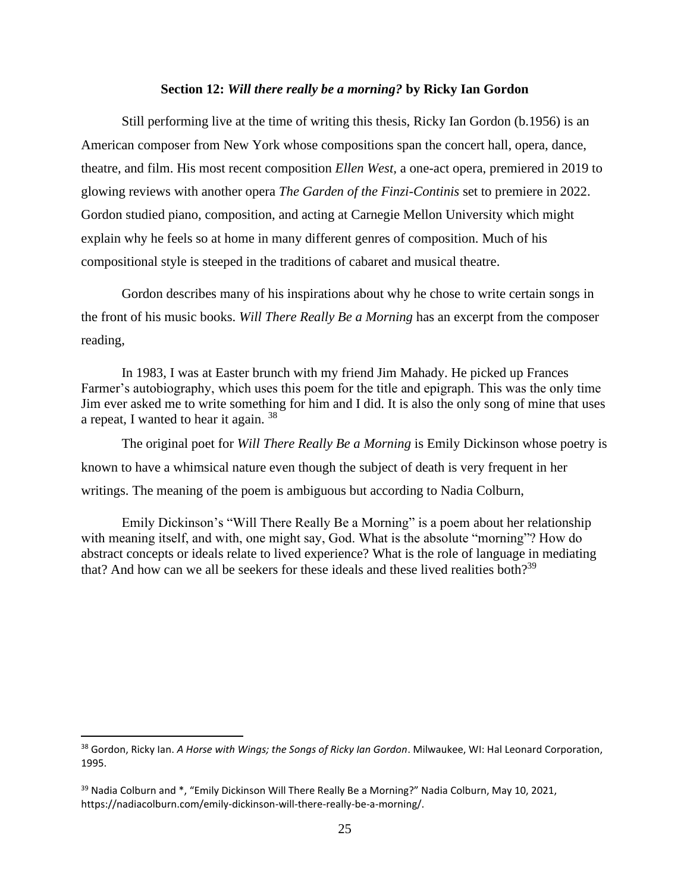### Section 12: *Will there really be a morning?* by Ricky Ian Gordon

Still performing live at the time of writing this thesis, Ricky Ian Gordon (b.1956) is an American composer from New York whose compositions span the concert hall, opera, dance, theatre, and film. His most recent composition *Ellen West*, a one-act opera, premiered in 2019 to glowing reviews with another opera *The Garden of the Finzi-Continis* set to premiere in 2022. Gordon studied piano, composition, and acting at Carnegie Mellon University which might explain why he feels so at home in many different genres of composition. Much of his compositional style is steeped in the traditions of cabaret and musical theatre.

Gordon describes many of his inspirations about why he chose to write certain songs in the front of his music books. *Will There Really Be a Morning* has an excerpt from the composer reading,

> In 1983, I was at Easter brunch with my friend Jim Mahady. He picked up Frances Farmer's autobiography, which uses this poem for the title and epigraph. This was the only time Jim ever asked me to write something for him and I did. It is also the only song of mine that uses a repeat, I wanted to hear it again. [38]

The original poet for *Will There Really Be a Morning* is Emily Dickinson whose poetry is known to have a whimsical nature even though the subject of death is very frequent in her writings. The meaning of the poem is ambiguous but according to Nadia Colburn,

> Emily Dickinson's "Will There Really Be a Morning" is a poem about her relationship with meaning itself, and with, one might say, God. What is the absolute "morning"? How do abstract concepts or ideals relate to lived experience? What is the role of language in mediating that? And how can we all be seekers for these ideals and these lived realities both?[39]

---

[38] Gordon, Ricky Ian. *A Horse with Wings; the Songs of Ricky Ian Gordon*. Milwaukee, WI: Hal Leonard Corporation, 1995.

[39] Nadia Colburn and *, "Emily Dickinson Will There Really Be a Morning?" Nadia Colburn, May 10, 2021, https://nadiacolburn.com/emily-dickinson-will-there-really-be-a-morning/.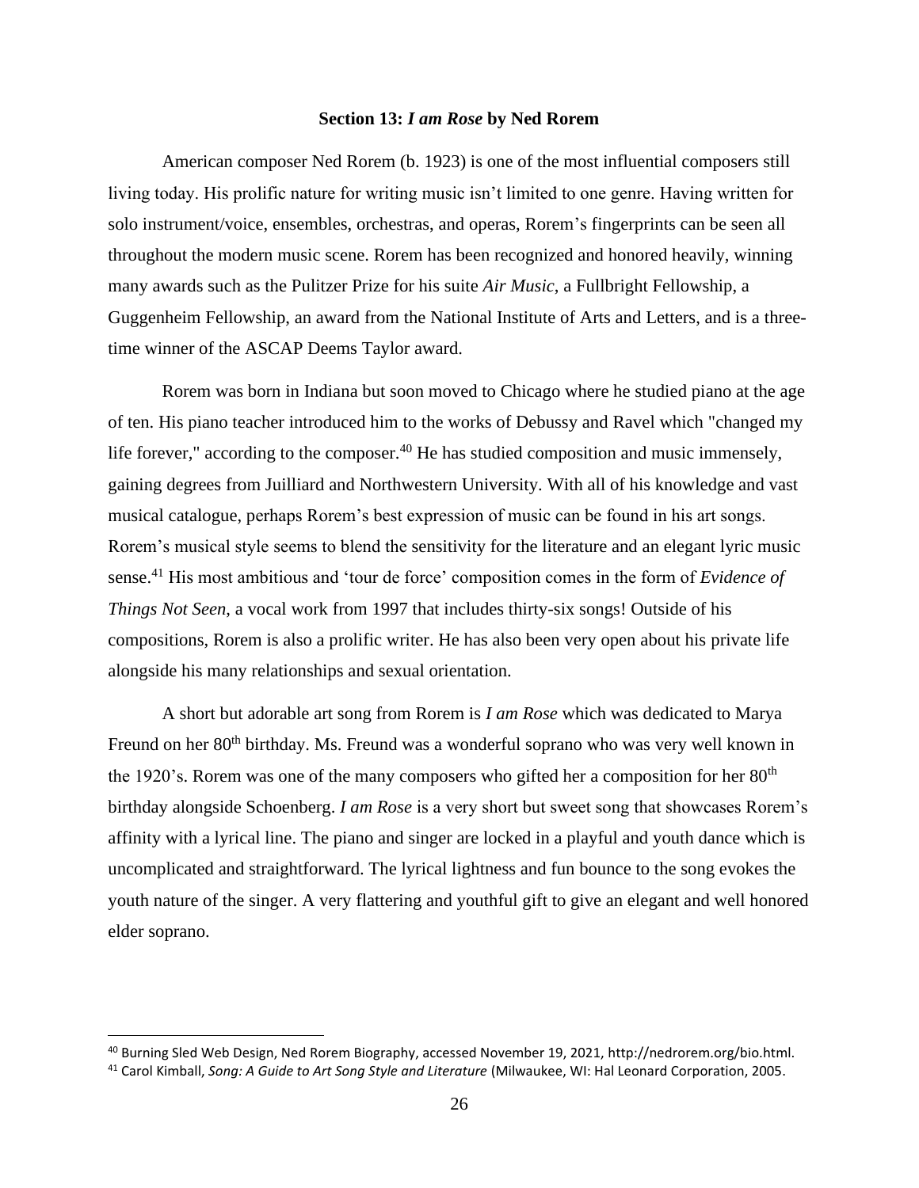### Section 13: *I am Rose* by Ned Rorem

American composer Ned Rorem (b. 1923) is one of the most influential composers still living today. His prolific nature for writing music isn't limited to one genre. Having written for solo instrument/voice, ensembles, orchestras, and operas, Rorem's fingerprints can be seen all throughout the modern music scene. Rorem has been recognized and honored heavily, winning many awards such as the Pulitzer Prize for his suite *Air Music*, a Fullbright Fellowship, a Guggenheim Fellowship, an award from the National Institute of Arts and Letters, and is a three-time winner of the ASCAP Deems Taylor award.

Rorem was born in Indiana but soon moved to Chicago where he studied piano at the age of ten. His piano teacher introduced him to the works of Debussy and Ravel which "changed my life forever," according to the composer.[40] He has studied composition and music immensely, gaining degrees from Juilliard and Northwestern University. With all of his knowledge and vast musical catalogue, perhaps Rorem's best expression of music can be found in his art songs. Rorem's musical style seems to blend the sensitivity for the literature and an elegant lyric music sense.[41] His most ambitious and 'tour de force' composition comes in the form of *Evidence of Things Not Seen*, a vocal work from 1997 that includes thirty-six songs! Outside of his compositions, Rorem is also a prolific writer. He has also been very open about his private life alongside his many relationships and sexual orientation.

A short but adorable art song from Rorem is *I am Rose* which was dedicated to Marya Freund on her 80th birthday. Ms. Freund was a wonderful soprano who was very well known in the 1920's. Rorem was one of the many composers who gifted her a composition for her 80th birthday alongside Schoenberg. *I am Rose* is a very short but sweet song that showcases Rorem's affinity with a lyrical line. The piano and singer are locked in a playful and youth dance which is uncomplicated and straightforward. The lyrical lightness and fun bounce to the song evokes the youth nature of the singer. A very flattering and youthful gift to give an elegant and well honored elder soprano.

---

[40] Burning Sled Web Design, Ned Rorem Biography, accessed November 19, 2021, http://nedrorem.org/bio.html.

[41] Carol Kimball, *Song: A Guide to Art Song Style and Literature* (Milwaukee, WI: Hal Leonard Corporation, 2005.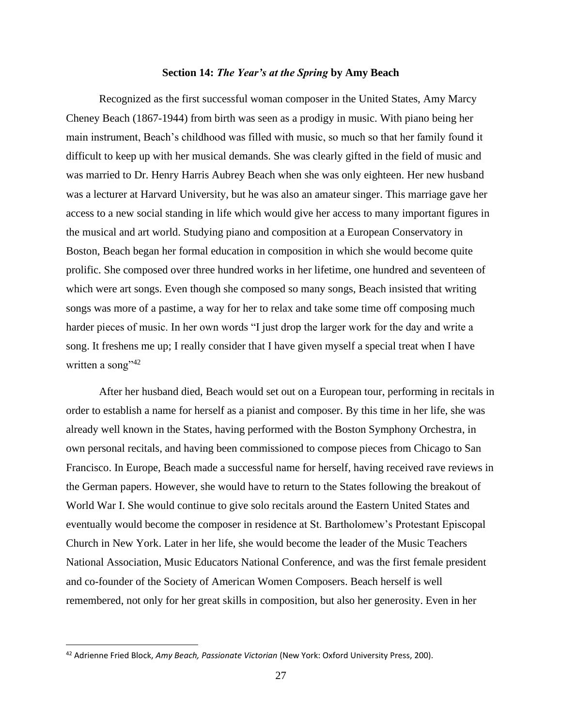### Section 14: *The Year's at the Spring* by Amy Beach

Recognized as the first successful woman composer in the United States, Amy Marcy Cheney Beach (1867-1944) from birth was seen as a prodigy in music. With piano being her main instrument, Beach's childhood was filled with music, so much so that her family found it difficult to keep up with her musical demands. She was clearly gifted in the field of music and was married to Dr. Henry Harris Aubrey Beach when she was only eighteen. Her new husband was a lecturer at Harvard University, but he was also an amateur singer. This marriage gave her access to a new social standing in life which would give her access to many important figures in the musical and art world. Studying piano and composition at a European Conservatory in Boston, Beach began her formal education in composition in which she would become quite prolific. She composed over three hundred works in her lifetime, one hundred and seventeen of which were art songs. Even though she composed so many songs, Beach insisted that writing songs was more of a pastime, a way for her to relax and take some time off composing much harder pieces of music. In her own words "I just drop the larger work for the day and write a song. It freshens me up; I really consider that I have given myself a special treat when I have written a song"[42]

After her husband died, Beach would set out on a European tour, performing in recitals in order to establish a name for herself as a pianist and composer. By this time in her life, she was already well known in the States, having performed with the Boston Symphony Orchestra, in own personal recitals, and having been commissioned to compose pieces from Chicago to San Francisco. In Europe, Beach made a successful name for herself, having received rave reviews in the German papers. However, she would have to return to the States following the breakout of World War I. She would continue to give solo recitals around the Eastern United States and eventually would become the composer in residence at St. Bartholomew's Protestant Episcopal Church in New York. Later in her life, she would become the leader of the Music Teachers National Association, Music Educators National Conference, and was the first female president and co-founder of the Society of American Women Composers. Beach herself is well remembered, not only for her great skills in composition, but also her generosity. Even in her

---

[42] Adrienne Fried Block, *Amy Beach, Passionate Victorian* (New York: Oxford University Press, 200).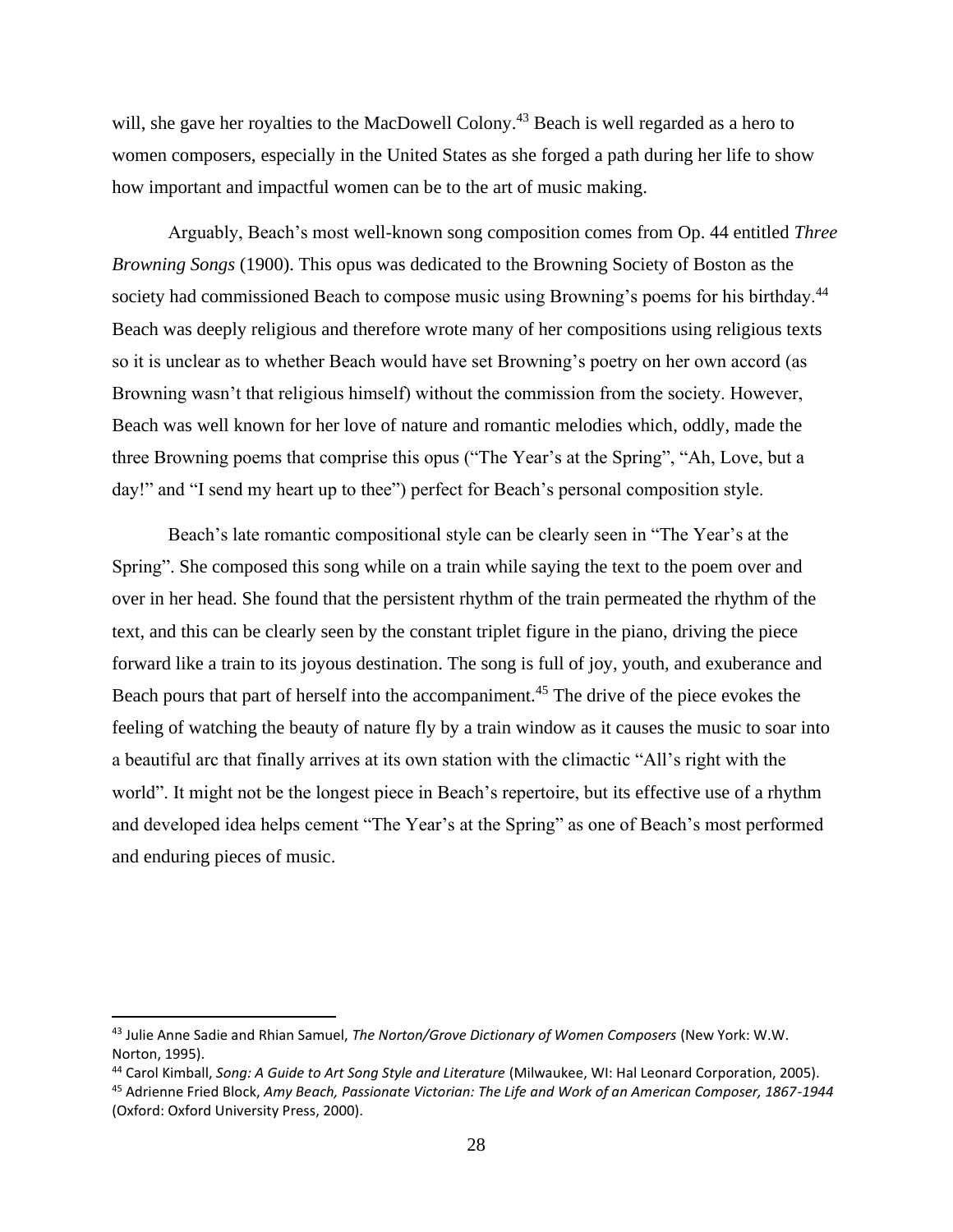will, she gave her royalties to the MacDowell Colony.[43] Beach is well regarded as a hero to women composers, especially in the United States as she forged a path during her life to show how important and impactful women can be to the art of music making.

Arguably, Beach's most well-known song composition comes from Op. 44 entitled *Three Browning Songs* (1900). This opus was dedicated to the Browning Society of Boston as the society had commissioned Beach to compose music using Browning's poems for his birthday.[44] Beach was deeply religious and therefore wrote many of her compositions using religious texts so it is unclear as to whether Beach would have set Browning's poetry on her own accord (as Browning wasn't that religious himself) without the commission from the society. However, Beach was well known for her love of nature and romantic melodies which, oddly, made the three Browning poems that comprise this opus ("The Year's at the Spring", "Ah, Love, but a day!" and "I send my heart up to thee") perfect for Beach's personal composition style.

Beach's late romantic compositional style can be clearly seen in "The Year's at the Spring". She composed this song while on a train while saying the text to the poem over and over in her head. She found that the persistent rhythm of the train permeated the rhythm of the text, and this can be clearly seen by the constant triplet figure in the piano, driving the piece forward like a train to its joyous destination. The song is full of joy, youth, and exuberance and Beach pours that part of herself into the accompaniment.[45] The drive of the piece evokes the feeling of watching the beauty of nature fly by a train window as it causes the music to soar into a beautiful arc that finally arrives at its own station with the climactic "All's right with the world". It might not be the longest piece in Beach's repertoire, but its effective use of a rhythm and developed idea helps cement "The Year's at the Spring" as one of Beach's most performed and enduring pieces of music.

---

[43] Julie Anne Sadie and Rhian Samuel, *The Norton/Grove Dictionary of Women Composers* (New York: W.W. Norton, 1995).

[44] Carol Kimball, *Song: A Guide to Art Song Style and Literature* (Milwaukee, WI: Hal Leonard Corporation, 2005).

[45] Adrienne Fried Block, *Amy Beach, Passionate Victorian: The Life and Work of an American Composer, 1867-1944* (Oxford: Oxford University Press, 2000).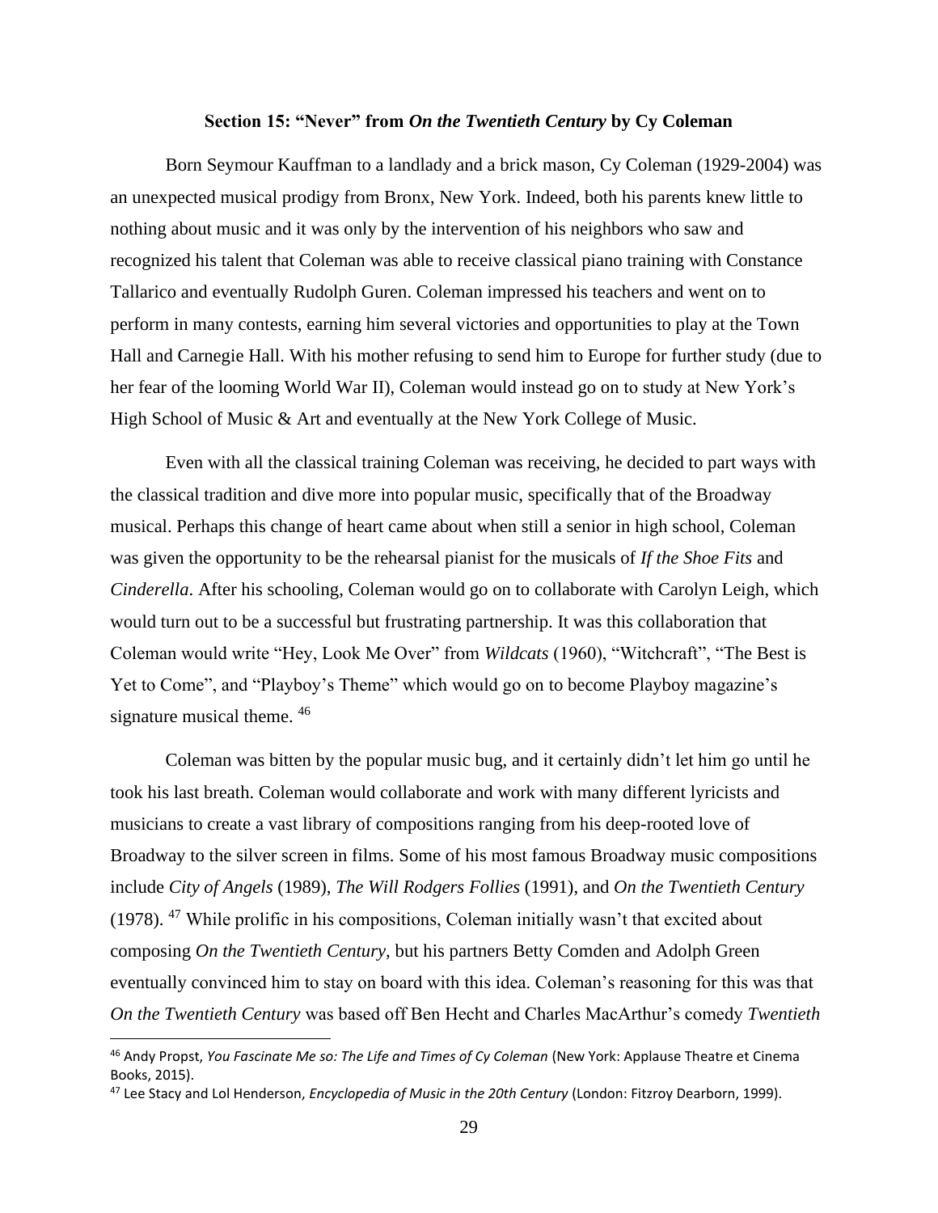### Section 15: “Never” from *On the Twentieth Century* by Cy Coleman

Born Seymour Kauffman to a landlady and a brick mason, Cy Coleman (1929-2004) was an unexpected musical prodigy from Bronx, New York. Indeed, both his parents knew little to nothing about music and it was only by the intervention of his neighbors who saw and recognized his talent that Coleman was able to receive classical piano training with Constance Tallarico and eventually Rudolph Guren. Coleman impressed his teachers and went on to perform in many contests, earning him several victories and opportunities to play at the Town Hall and Carnegie Hall. With his mother refusing to send him to Europe for further study (due to her fear of the looming World War II), Coleman would instead go on to study at New York’s High School of Music & Art and eventually at the New York College of Music.

Even with all the classical training Coleman was receiving, he decided to part ways with the classical tradition and dive more into popular music, specifically that of the Broadway musical. Perhaps this change of heart came about when still a senior in high school, Coleman was given the opportunity to be the rehearsal pianist for the musicals of *If the Shoe Fits* and *Cinderella*. After his schooling, Coleman would go on to collaborate with Carolyn Leigh, which would turn out to be a successful but frustrating partnership. It was this collaboration that Coleman would write “Hey, Look Me Over” from *Wildcats* (1960), “Witchcraft”, “The Best is Yet to Come”, and “Playboy’s Theme” which would go on to become Playboy magazine’s signature musical theme. [46]

Coleman was bitten by the popular music bug, and it certainly didn’t let him go until he took his last breath. Coleman would collaborate and work with many different lyricists and musicians to create a vast library of compositions ranging from his deep-rooted love of Broadway to the silver screen in films. Some of his most famous Broadway music compositions include *City of Angels* (1989), *The Will Rodgers Follies* (1991), and *On the Twentieth Century* (1978). [47] While prolific in his compositions, Coleman initially wasn’t that excited about composing *On the Twentieth Century*, but his partners Betty Comden and Adolph Green eventually convinced him to stay on board with this idea. Coleman’s reasoning for this was that *On the Twentieth Century* was based off Ben Hecht and Charles MacArthur’s comedy *Twentieth*

---

[46] Andy Propst, *You Fascinate Me so: The Life and Times of Cy Coleman* (New York: Applause Theatre et Cinema Books, 2015).

[47] Lee Stacy and Lol Henderson, *Encyclopedia of Music in the 20th Century* (London: Fitzroy Dearborn, 1999).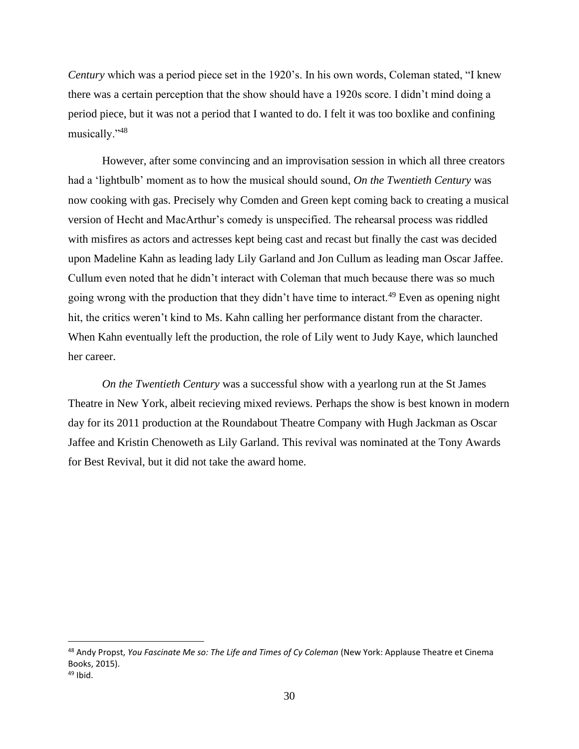*Century* which was a period piece set in the 1920's. In his own words, Coleman stated, "I knew there was a certain perception that the show should have a 1920s score. I didn't mind doing a period piece, but it was not a period that I wanted to do. I felt it was too boxlike and confining musically."[48]

However, after some convincing and an improvisation session in which all three creators had a 'lightbulb' moment as to how the musical should sound, *On the Twentieth Century* was now cooking with gas. Precisely why Comden and Green kept coming back to creating a musical version of Hecht and MacArthur's comedy is unspecified. The rehearsal process was riddled with misfires as actors and actresses kept being cast and recast but finally the cast was decided upon Madeline Kahn as leading lady Lily Garland and Jon Cullum as leading man Oscar Jaffee. Cullum even noted that he didn't interact with Coleman that much because there was so much going wrong with the production that they didn't have time to interact.[49] Even as opening night hit, the critics weren't kind to Ms. Kahn calling her performance distant from the character. When Kahn eventually left the production, the role of Lily went to Judy Kaye, which launched her career.

*On the Twentieth Century* was a successful show with a yearlong run at the St James Theatre in New York, albeit recieving mixed reviews. Perhaps the show is best known in modern day for its 2011 production at the Roundabout Theatre Company with Hugh Jackman as Oscar Jaffee and Kristin Chenoweth as Lily Garland. This revival was nominated at the Tony Awards for Best Revival, but it did not take the award home.

---

[48] Andy Propst, *You Fascinate Me so: The Life and Times of Cy Coleman* (New York: Applause Theatre et Cinema Books, 2015).

[49] Ibid.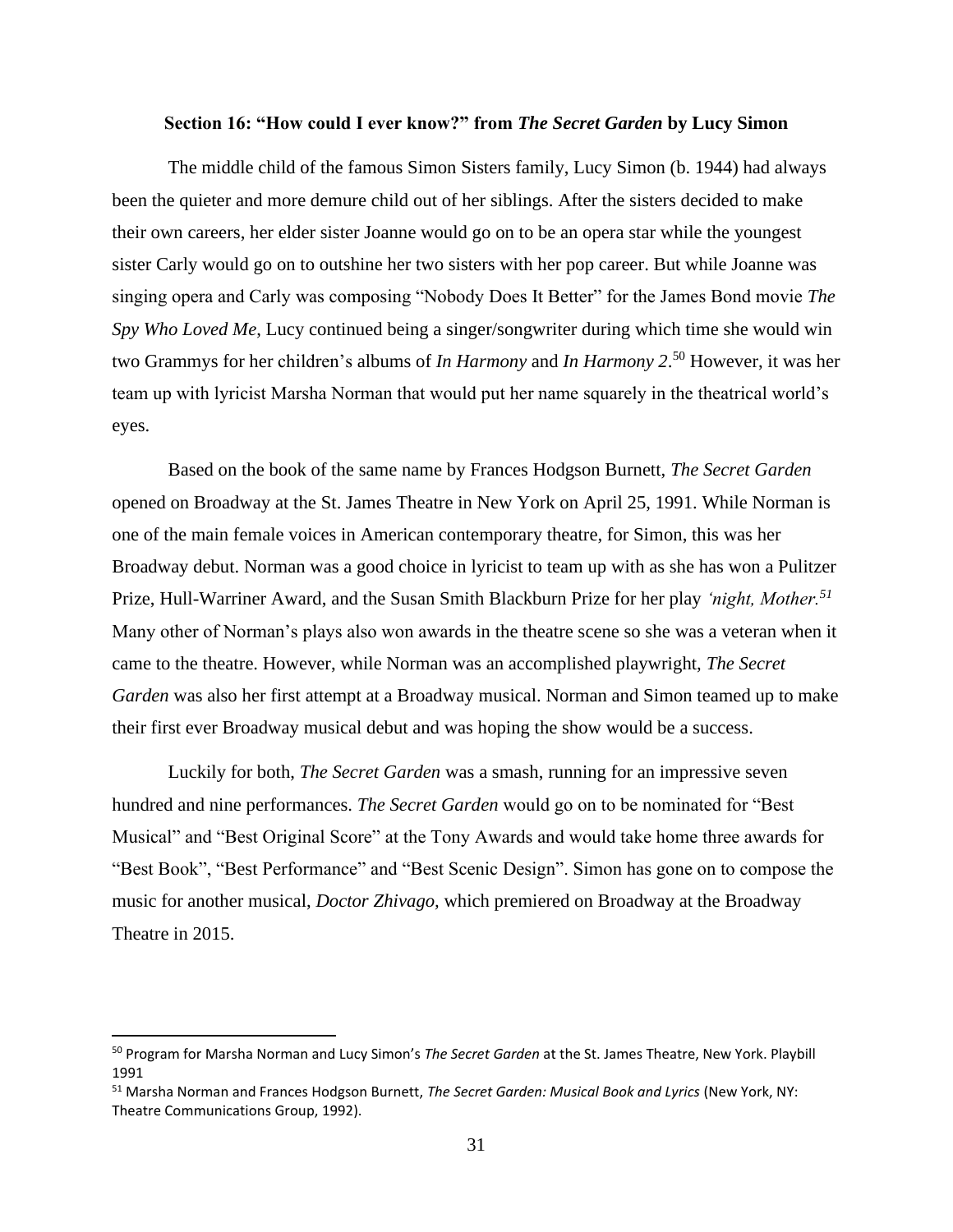### Section 16: "How could I ever know?" from *The Secret Garden* by Lucy Simon

The middle child of the famous Simon Sisters family, Lucy Simon (b. 1944) had always been the quieter and more demure child out of her siblings. After the sisters decided to make their own careers, her elder sister Joanne would go on to be an opera star while the youngest sister Carly would go on to outshine her two sisters with her pop career. But while Joanne was singing opera and Carly was composing "Nobody Does It Better" for the James Bond movie *The Spy Who Loved Me*, Lucy continued being a singer/songwriter during which time she would win two Grammys for her children's albums of *In Harmony* and *In Harmony 2*.[50] However, it was her team up with lyricist Marsha Norman that would put her name squarely in the theatrical world's eyes.

Based on the book of the same name by Frances Hodgson Burnett, *The Secret Garden* opened on Broadway at the St. James Theatre in New York on April 25, 1991. While Norman is one of the main female voices in American contemporary theatre, for Simon, this was her Broadway debut. Norman was a good choice in lyricist to team up with as she has won a Pulitzer Prize, Hull-Warriner Award, and the Susan Smith Blackburn Prize for her play *'night, Mother.*[51] Many other of Norman's plays also won awards in the theatre scene so she was a veteran when it came to the theatre. However, while Norman was an accomplished playwright, *The Secret Garden* was also her first attempt at a Broadway musical. Norman and Simon teamed up to make their first ever Broadway musical debut and was hoping the show would be a success.

Luckily for both, *The Secret Garden* was a smash, running for an impressive seven hundred and nine performances. *The Secret Garden* would go on to be nominated for "Best Musical" and "Best Original Score" at the Tony Awards and would take home three awards for "Best Book", "Best Performance" and "Best Scenic Design". Simon has gone on to compose the music for another musical, *Doctor Zhivago,* which premiered on Broadway at the Broadway Theatre in 2015.

---

[50] Program for Marsha Norman and Lucy Simon's *The Secret Garden* at the St. James Theatre, New York. Playbill 1991

[51] Marsha Norman and Frances Hodgson Burnett, *The Secret Garden: Musical Book and Lyrics* (New York, NY: Theatre Communications Group, 1992).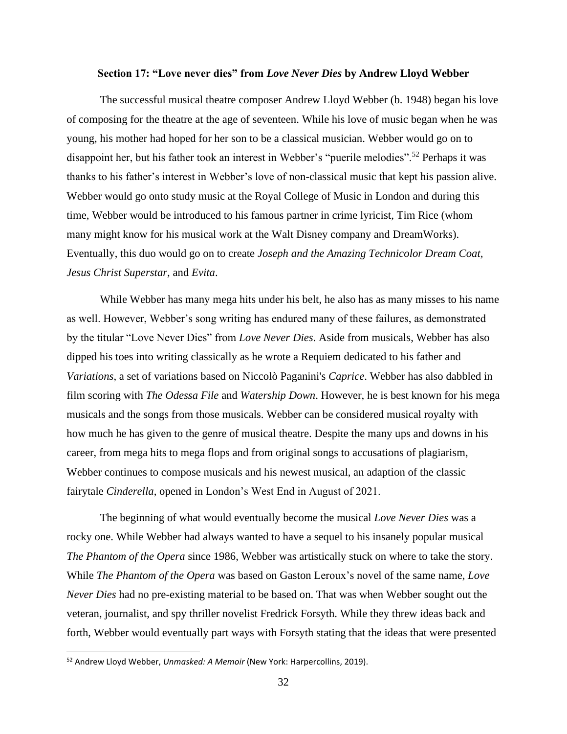### Section 17: "Love never dies" from *Love Never Dies* by Andrew Lloyd Webber

The successful musical theatre composer Andrew Lloyd Webber (b. 1948) began his love of composing for the theatre at the age of seventeen. While his love of music began when he was young, his mother had hoped for her son to be a classical musician. Webber would go on to disappoint her, but his father took an interest in Webber's "puerile melodies".[52] Perhaps it was thanks to his father's interest in Webber's love of non-classical music that kept his passion alive. Webber would go onto study music at the Royal College of Music in London and during this time, Webber would be introduced to his famous partner in crime lyricist, Tim Rice (whom many might know for his musical work at the Walt Disney company and DreamWorks). Eventually, this duo would go on to create *Joseph and the Amazing Technicolor Dream Coat, Jesus Christ Superstar,* and *Evita*.

While Webber has many mega hits under his belt, he also has as many misses to his name as well. However, Webber's song writing has endured many of these failures, as demonstrated by the titular "Love Never Dies" from *Love Never Dies*. Aside from musicals, Webber has also dipped his toes into writing classically as he wrote a Requiem dedicated to his father and *Variations*, a set of variations based on Niccolò Paganini's *Caprice*. Webber has also dabbled in film scoring with *The Odessa File* and *Watership Down*. However, he is best known for his mega musicals and the songs from those musicals. Webber can be considered musical royalty with how much he has given to the genre of musical theatre. Despite the many ups and downs in his career, from mega hits to mega flops and from original songs to accusations of plagiarism, Webber continues to compose musicals and his newest musical, an adaption of the classic fairytale *Cinderella*, opened in London's West End in August of 2021.

The beginning of what would eventually become the musical *Love Never Dies* was a rocky one. While Webber had always wanted to have a sequel to his insanely popular musical *The Phantom of the Opera* since 1986, Webber was artistically stuck on where to take the story. While *The Phantom of the Opera* was based on Gaston Leroux's novel of the same name, *Love Never Dies* had no pre-existing material to be based on. That was when Webber sought out the veteran, journalist, and spy thriller novelist Fredrick Forsyth. While they threw ideas back and forth, Webber would eventually part ways with Forsyth stating that the ideas that were presented

[52] Andrew Lloyd Webber, *Unmasked: A Memoir* (New York: Harpercollins, 2019).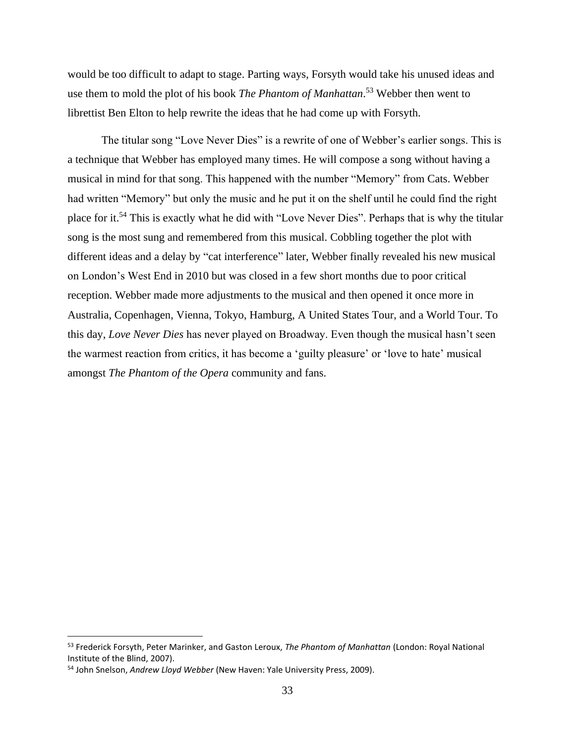would be too difficult to adapt to stage. Parting ways, Forsyth would take his unused ideas and use them to mold the plot of his book *The Phantom of Manhattan*.[53] Webber then went to librettist Ben Elton to help rewrite the ideas that he had come up with Forsyth.

The titular song "Love Never Dies" is a rewrite of one of Webber's earlier songs. This is a technique that Webber has employed many times. He will compose a song without having a musical in mind for that song. This happened with the number "Memory" from Cats. Webber had written "Memory" but only the music and he put it on the shelf until he could find the right place for it.[54] This is exactly what he did with "Love Never Dies". Perhaps that is why the titular song is the most sung and remembered from this musical. Cobbling together the plot with different ideas and a delay by "cat interference" later, Webber finally revealed his new musical on London's West End in 2010 but was closed in a few short months due to poor critical reception. Webber made more adjustments to the musical and then opened it once more in Australia, Copenhagen, Vienna, Tokyo, Hamburg, A United States Tour, and a World Tour. To this day, *Love Never Dies* has never played on Broadway. Even though the musical hasn't seen the warmest reaction from critics, it has become a 'guilty pleasure' or 'love to hate' musical amongst *The Phantom of the Opera* community and fans.

---

[53] Frederick Forsyth, Peter Marinker, and Gaston Leroux, *The Phantom of Manhattan* (London: Royal National Institute of the Blind, 2007).

[54] John Snelson, *Andrew Lloyd Webber* (New Haven: Yale University Press, 2009).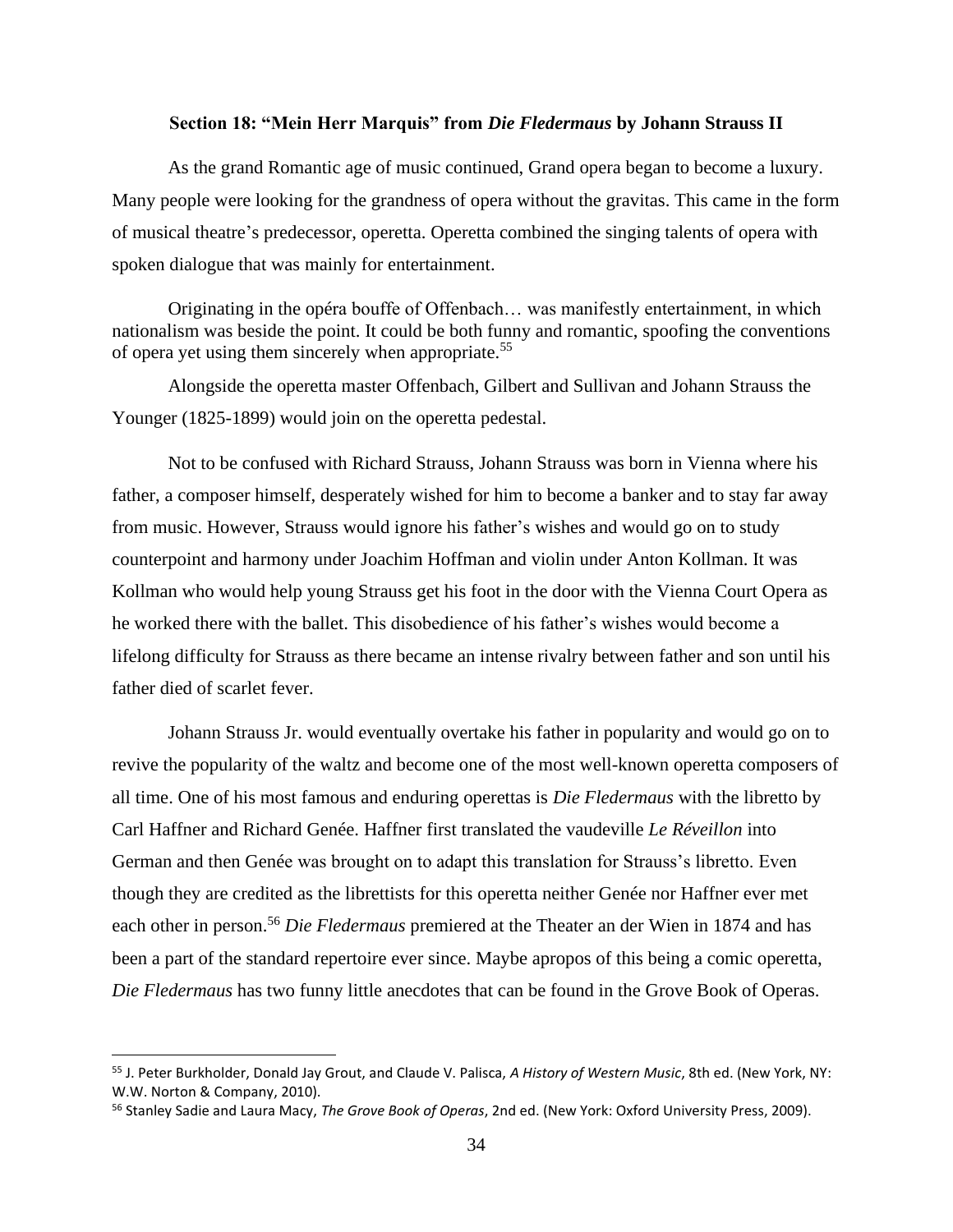## Section 18: "Mein Herr Marquis" from *Die Fledermaus* by Johann Strauss II

As the grand Romantic age of music continued, Grand opera began to become a luxury. Many people were looking for the grandness of opera without the gravitas. This came in the form of musical theatre's predecessor, operetta. Operetta combined the singing talents of opera with spoken dialogue that was mainly for entertainment.

> Originating in the opéra bouffe of Offenbach… was manifestly entertainment, in which nationalism was beside the point. It could be both funny and romantic, spoofing the conventions of opera yet using them sincerely when appropriate.[55]

Alongside the operetta master Offenbach, Gilbert and Sullivan and Johann Strauss the Younger (1825-1899) would join on the operetta pedestal.

Not to be confused with Richard Strauss, Johann Strauss was born in Vienna where his father, a composer himself, desperately wished for him to become a banker and to stay far away from music. However, Strauss would ignore his father's wishes and would go on to study counterpoint and harmony under Joachim Hoffman and violin under Anton Kollman. It was Kollman who would help young Strauss get his foot in the door with the Vienna Court Opera as he worked there with the ballet. This disobedience of his father's wishes would become a lifelong difficulty for Strauss as there became an intense rivalry between father and son until his father died of scarlet fever.

Johann Strauss Jr. would eventually overtake his father in popularity and would go on to revive the popularity of the waltz and become one of the most well-known operetta composers of all time. One of his most famous and enduring operettas is *Die Fledermaus* with the libretto by Carl Haffner and Richard Genée. Haffner first translated the vaudeville *Le Réveillon* into German and then Genée was brought on to adapt this translation for Strauss's libretto. Even though they are credited as the librettists for this operetta neither Genée nor Haffner ever met each other in person.[56] *Die Fledermaus* premiered at the Theater an der Wien in 1874 and has been a part of the standard repertoire ever since. Maybe apropos of this being a comic operetta, *Die Fledermaus* has two funny little anecdotes that can be found in the Grove Book of Operas.

---

[55] J. Peter Burkholder, Donald Jay Grout, and Claude V. Palisca, *A History of Western Music*, 8th ed. (New York, NY: W.W. Norton & Company, 2010).

[56] Stanley Sadie and Laura Macy, *The Grove Book of Operas*, 2nd ed. (New York: Oxford University Press, 2009).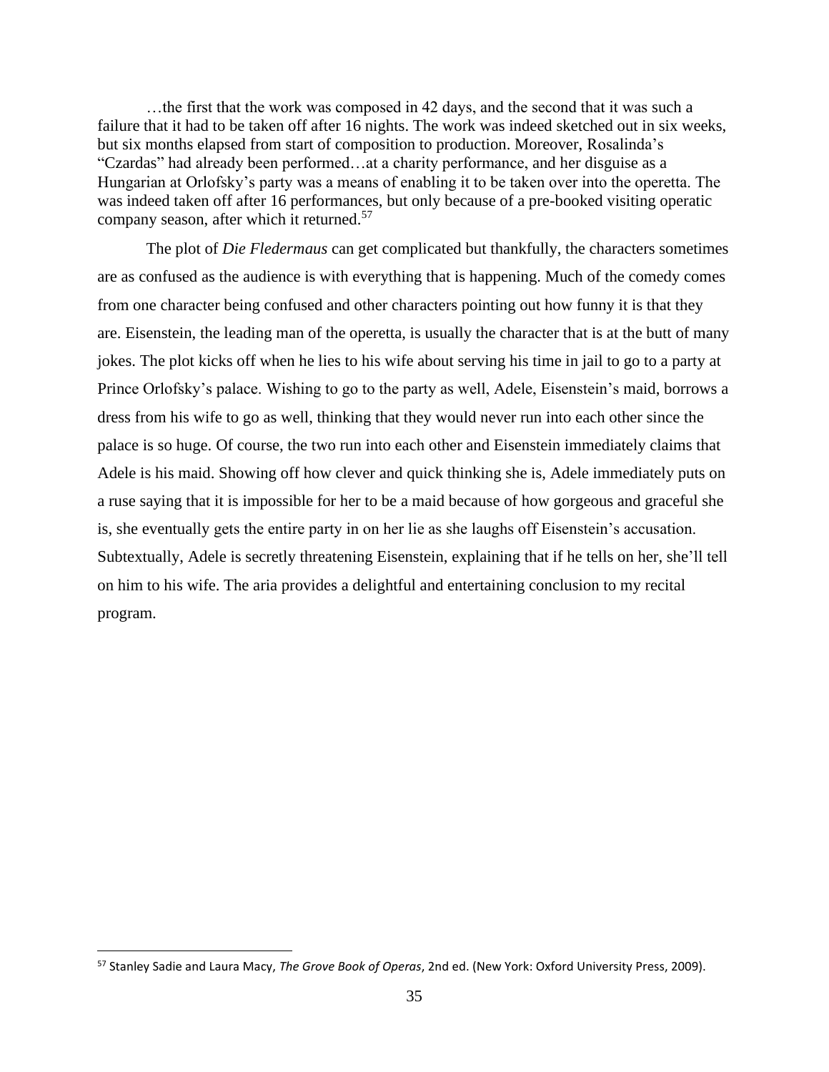…the first that the work was composed in 42 days, and the second that it was such a failure that it had to be taken off after 16 nights. The work was indeed sketched out in six weeks, but six months elapsed from start of composition to production. Moreover, Rosalinda's "Czardas" had already been performed…at a charity performance, and her disguise as a Hungarian at Orlofsky's party was a means of enabling it to be taken over into the operetta. The was indeed taken off after 16 performances, but only because of a pre-booked visiting operatic company season, after which it returned.[57]

The plot of *Die Fledermaus* can get complicated but thankfully, the characters sometimes are as confused as the audience is with everything that is happening. Much of the comedy comes from one character being confused and other characters pointing out how funny it is that they are. Eisenstein, the leading man of the operetta, is usually the character that is at the butt of many jokes. The plot kicks off when he lies to his wife about serving his time in jail to go to a party at Prince Orlofsky's palace. Wishing to go to the party as well, Adele, Eisenstein's maid, borrows a dress from his wife to go as well, thinking that they would never run into each other since the palace is so huge. Of course, the two run into each other and Eisenstein immediately claims that Adele is his maid. Showing off how clever and quick thinking she is, Adele immediately puts on a ruse saying that it is impossible for her to be a maid because of how gorgeous and graceful she is, she eventually gets the entire party in on her lie as she laughs off Eisenstein's accusation. Subtextually, Adele is secretly threatening Eisenstein, explaining that if he tells on her, she'll tell on him to his wife. The aria provides a delightful and entertaining conclusion to my recital program.

[57] Stanley Sadie and Laura Macy, *The Grove Book of Operas*, 2nd ed. (New York: Oxford University Press, 2009).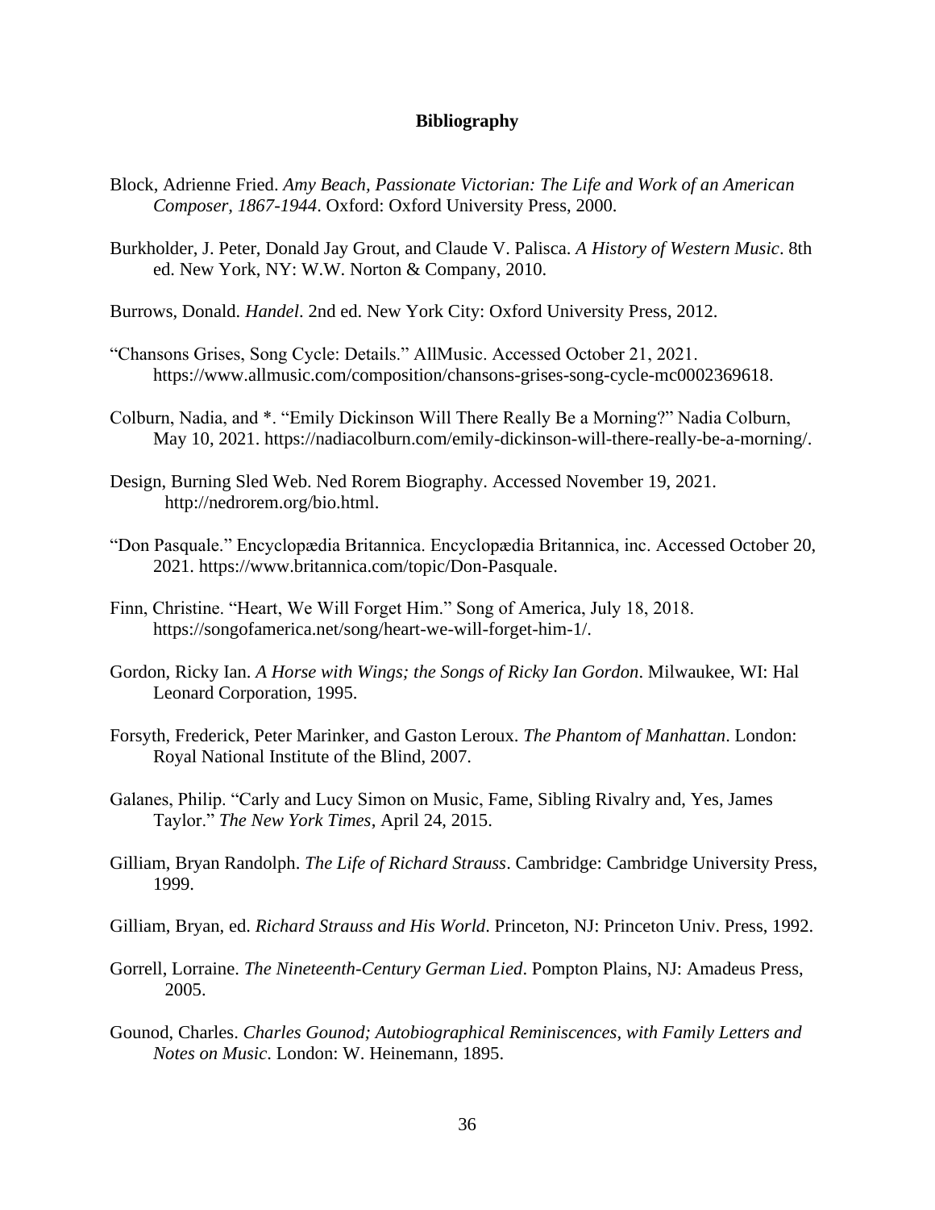# Bibliography

Block, Adrienne Fried. *Amy Beach, Passionate Victorian: The Life and Work of an American Composer, 1867-1944*. Oxford: Oxford University Press, 2000.

Burkholder, J. Peter, Donald Jay Grout, and Claude V. Palisca. *A History of Western Music*. 8th ed. New York, NY: W.W. Norton & Company, 2010.

Burrows, Donald. *Handel*. 2nd ed. New York City: Oxford University Press, 2012.

"Chansons Grises, Song Cycle: Details." AllMusic. Accessed October 21, 2021. https://www.allmusic.com/composition/chansons-grises-song-cycle-mc0002369618.

Colburn, Nadia, and *. "Emily Dickinson Will There Really Be a Morning?" Nadia Colburn, May 10, 2021. https://nadiacolburn.com/emily-dickinson-will-there-really-be-a-morning/.

Design, Burning Sled Web. Ned Rorem Biography. Accessed November 19, 2021. http://nedrorem.org/bio.html.

"Don Pasquale." Encyclopædia Britannica. Encyclopædia Britannica, inc. Accessed October 20, 2021. https://www.britannica.com/topic/Don-Pasquale.

Finn, Christine. "Heart, We Will Forget Him." Song of America, July 18, 2018. https://songofamerica.net/song/heart-we-will-forget-him-1/.

Gordon, Ricky Ian. *A Horse with Wings; the Songs of Ricky Ian Gordon*. Milwaukee, WI: Hal Leonard Corporation, 1995.

Forsyth, Frederick, Peter Marinker, and Gaston Leroux. *The Phantom of Manhattan*. London: Royal National Institute of the Blind, 2007.

Galanes, Philip. "Carly and Lucy Simon on Music, Fame, Sibling Rivalry and, Yes, James Taylor." *The New York Times*, April 24, 2015.

Gilliam, Bryan Randolph. *The Life of Richard Strauss*. Cambridge: Cambridge University Press, 1999.

Gilliam, Bryan, ed. *Richard Strauss and His World*. Princeton, NJ: Princeton Univ. Press, 1992.

Gorrell, Lorraine. *The Nineteenth-Century German Lied*. Pompton Plains, NJ: Amadeus Press, 2005.

Gounod, Charles. *Charles Gounod; Autobiographical Reminiscences, with Family Letters and Notes on Music*. London: W. Heinemann, 1895.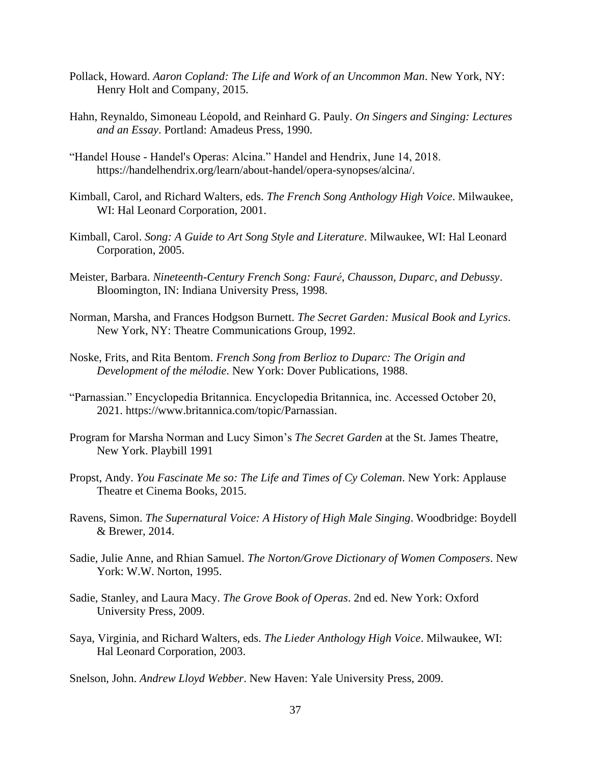Pollack, Howard. *Aaron Copland: The Life and Work of an Uncommon Man*. New York, NY: Henry Holt and Company, 2015.

Hahn, Reynaldo, Simoneau Léopold, and Reinhard G. Pauly. *On Singers and Singing: Lectures and an Essay*. Portland: Amadeus Press, 1990.

"Handel House - Handel's Operas: Alcina." Handel and Hendrix, June 14, 2018. https://handelhendrix.org/learn/about-handel/opera-synopses/alcina/.

Kimball, Carol, and Richard Walters, eds. *The French Song Anthology High Voice*. Milwaukee, WI: Hal Leonard Corporation, 2001.

Kimball, Carol. *Song: A Guide to Art Song Style and Literature*. Milwaukee, WI: Hal Leonard Corporation, 2005.

Meister, Barbara. *Nineteenth-Century French Song: Fauré, Chausson, Duparc, and Debussy*. Bloomington, IN: Indiana University Press, 1998.

Norman, Marsha, and Frances Hodgson Burnett. *The Secret Garden: Musical Book and Lyrics*. New York, NY: Theatre Communications Group, 1992.

Noske, Frits, and Rita Bentom. *French Song from Berlioz to Duparc: The Origin and Development of the mélodie*. New York: Dover Publications, 1988.

"Parnassian." Encyclopedia Britannica. Encyclopedia Britannica, inc. Accessed October 20, 2021. https://www.britannica.com/topic/Parnassian.

Program for Marsha Norman and Lucy Simon's *The Secret Garden* at the St. James Theatre, New York. Playbill 1991

Propst, Andy. *You Fascinate Me so: The Life and Times of Cy Coleman*. New York: Applause Theatre et Cinema Books, 2015.

Ravens, Simon. *The Supernatural Voice: A History of High Male Singing*. Woodbridge: Boydell & Brewer, 2014.

Sadie, Julie Anne, and Rhian Samuel. *The Norton/Grove Dictionary of Women Composers*. New York: W.W. Norton, 1995.

Sadie, Stanley, and Laura Macy. *The Grove Book of Operas*. 2nd ed. New York: Oxford University Press, 2009.

Saya, Virginia, and Richard Walters, eds. *The Lieder Anthology High Voice*. Milwaukee, WI: Hal Leonard Corporation, 2003.

Snelson, John. *Andrew Lloyd Webber*. New Haven: Yale University Press, 2009.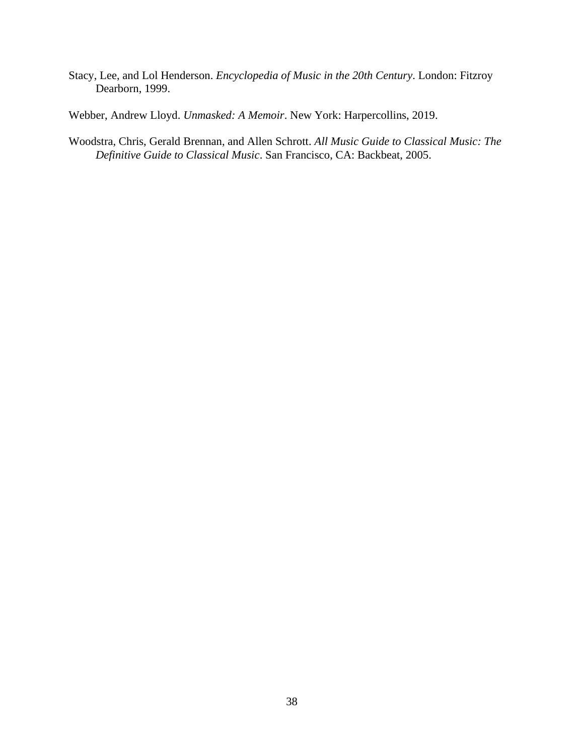Stacy, Lee, and Lol Henderson. *Encyclopedia of Music in the 20th Century*. London: Fitzroy Dearborn, 1999.

Webber, Andrew Lloyd. *Unmasked: A Memoir*. New York: Harpercollins, 2019.

Woodstra, Chris, Gerald Brennan, and Allen Schrott. *All Music Guide to Classical Music: The Definitive Guide to Classical Music*. San Francisco, CA: Backbeat, 2005.